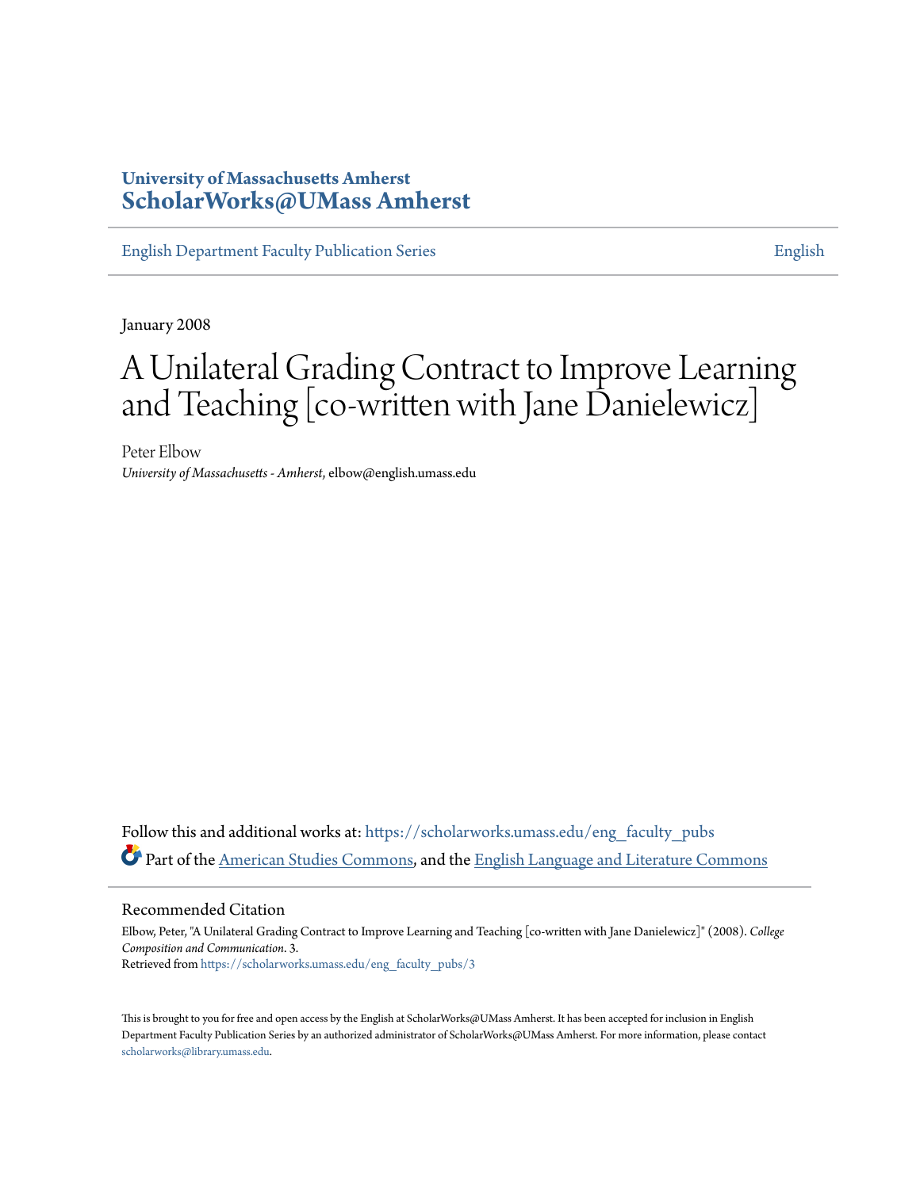University of Massachusetts Amherst
**ScholarWorks@UMass Amherst**

English Department Faculty Publication Series | English

January 2008

# A Unilateral Grading Contract to Improve Learning and Teaching [co-written with Jane Danielewicz]

Peter Elbow
*University of Massachusetts - Amherst*, elbow@english.umass.edu

Follow this and additional works at: https://scholarworks.umass.edu/eng_faculty_pubs

Part of the American Studies Commons, and the English Language and Literature Commons

## Recommended Citation

Elbow, Peter, "A Unilateral Grading Contract to Improve Learning and Teaching [co-written with Jane Danielewicz]" (2008). *College Composition and Communication*. 3.
Retrieved from https://scholarworks.umass.edu/eng_faculty_pubs/3

This is brought to you for free and open access by the English at ScholarWorks@UMass Amherst. It has been accepted for inclusion in English Department Faculty Publication Series by an authorized administrator of ScholarWorks@UMass Amherst. For more information, please contact scholarworks@library.umass.edu.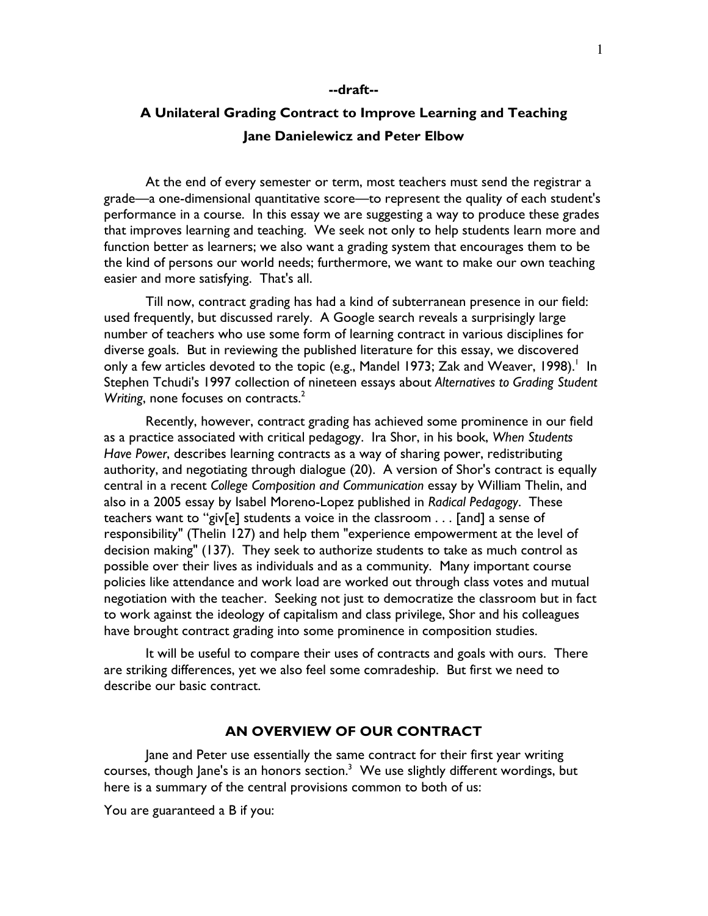--draft--

# A Unilateral Grading Contract to Improve Learning and Teaching

**Jane Danielewicz and Peter Elbow**

At the end of every semester or term, most teachers must send the registrar a grade—a one-dimensional quantitative score—to represent the quality of each student's performance in a course. In this essay we are suggesting a way to produce these grades that improves learning and teaching. We seek not only to help students learn more and function better as learners; we also want a grading system that encourages them to be the kind of persons our world needs; furthermore, we want to make our own teaching easier and more satisfying. That's all.

Till now, contract grading has had a kind of subterranean presence in our field: used frequently, but discussed rarely. A Google search reveals a surprisingly large number of teachers who use some form of learning contract in various disciplines for diverse goals. But in reviewing the published literature for this essay, we discovered only a few articles devoted to the topic (e.g., Mandel 1973; Zak and Weaver, 1998).[1] In Stephen Tchudi's 1997 collection of nineteen essays about *Alternatives to Grading Student Writing*, none focuses on contracts.[2]

Recently, however, contract grading has achieved some prominence in our field as a practice associated with critical pedagogy. Ira Shor, in his book, *When Students Have Power*, describes learning contracts as a way of sharing power, redistributing authority, and negotiating through dialogue (20). A version of Shor's contract is equally central in a recent *College Composition and Communication* essay by William Thelin, and also in a 2005 essay by Isabel Moreno-Lopez published in *Radical Pedagogy*. These teachers want to "giv[e] students a voice in the classroom . . . [and] a sense of responsibility" (Thelin 127) and help them "experience empowerment at the level of decision making" (137). They seek to authorize students to take as much control as possible over their lives as individuals and as a community. Many important course policies like attendance and work load are worked out through class votes and mutual negotiation with the teacher. Seeking not just to democratize the classroom but in fact to work against the ideology of capitalism and class privilege, Shor and his colleagues have brought contract grading into some prominence in composition studies.

It will be useful to compare their uses of contracts and goals with ours. There are striking differences, yet we also feel some comradeship. But first we need to describe our basic contract.

## AN OVERVIEW OF OUR CONTRACT

Jane and Peter use essentially the same contract for their first year writing courses, though Jane's is an honors section.[3] We use slightly different wordings, but here is a summary of the central provisions common to both of us:

You are guaranteed a B if you: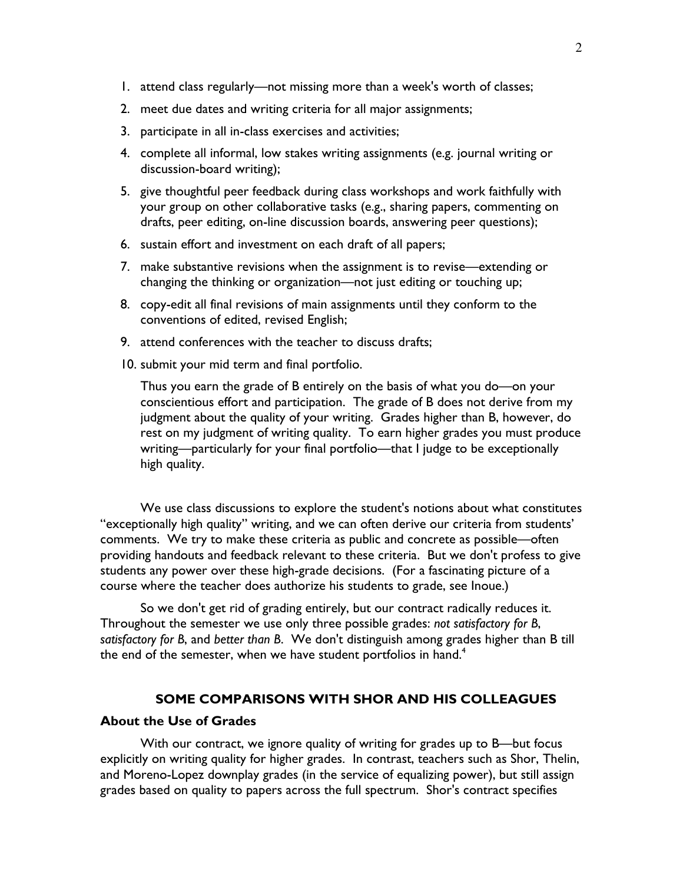1. attend class regularly—not missing more than a week's worth of classes;
2. meet due dates and writing criteria for all major assignments;
3. participate in all in-class exercises and activities;
4. complete all informal, low stakes writing assignments (e.g. journal writing or discussion-board writing);
5. give thoughtful peer feedback during class workshops and work faithfully with your group on other collaborative tasks (e.g., sharing papers, commenting on drafts, peer editing, on-line discussion boards, answering peer questions);
6. sustain effort and investment on each draft of all papers;
7. make substantive revisions when the assignment is to revise—extending or changing the thinking or organization—not just editing or touching up;
8. copy-edit all final revisions of main assignments until they conform to the conventions of edited, revised English;
9. attend conferences with the teacher to discuss drafts;
10. submit your mid term and final portfolio.

    Thus you earn the grade of B entirely on the basis of what you do—on your conscientious effort and participation. The grade of B does not derive from my judgment about the quality of your writing. Grades higher than B, however, do rest on my judgment of writing quality. To earn higher grades you must produce writing—particularly for your final portfolio—that I judge to be exceptionally high quality.

We use class discussions to explore the student's notions about what constitutes "exceptionally high quality" writing, and we can often derive our criteria from students' comments. We try to make these criteria as public and concrete as possible—often providing handouts and feedback relevant to these criteria. But we don't profess to give students any power over these high-grade decisions. (For a fascinating picture of a course where the teacher does authorize his students to grade, see Inoue.)

So we don't get rid of grading entirely, but our contract radically reduces it. Throughout the semester we use only three possible grades: *not satisfactory for B*, *satisfactory for B*, and *better than B*. We don't distinguish among grades higher than B till the end of the semester, when we have student portfolios in hand.[4]

## SOME COMPARISONS WITH SHOR AND HIS COLLEAGUES

### About the Use of Grades

With our contract, we ignore quality of writing for grades up to B—but focus explicitly on writing quality for higher grades. In contrast, teachers such as Shor, Thelin, and Moreno-Lopez downplay grades (in the service of equalizing power), but still assign grades based on quality to papers across the full spectrum. Shor's contract specifies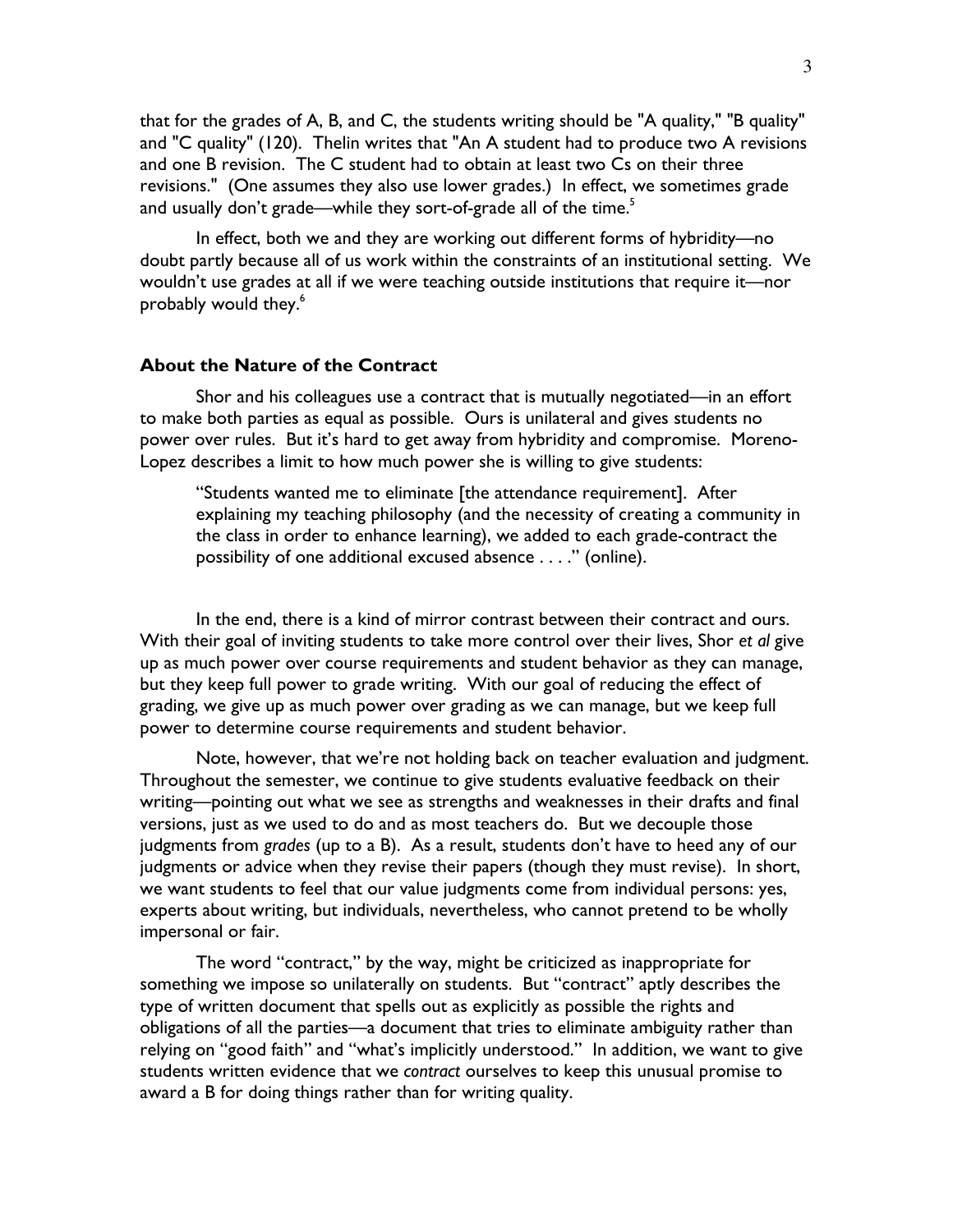that for the grades of A, B, and C, the students writing should be "A quality," "B quality" and "C quality" (120). Thelin writes that "An A student had to produce two A revisions and one B revision. The C student had to obtain at least two Cs on their three revisions." (One assumes they also use lower grades.) In effect, we sometimes grade and usually don't grade—while they sort-of-grade all of the time.[5]

In effect, both we and they are working out different forms of hybridity—no doubt partly because all of us work within the constraints of an institutional setting. We wouldn't use grades at all if we were teaching outside institutions that require it—nor probably would they.[6]

### About the Nature of the Contract

Shor and his colleagues use a contract that is mutually negotiated—in an effort to make both parties as equal as possible. Ours is unilateral and gives students no power over rules. But it's hard to get away from hybridity and compromise. Moreno-Lopez describes a limit to how much power she is willing to give students:

> "Students wanted me to eliminate [the attendance requirement]. After explaining my teaching philosophy (and the necessity of creating a community in the class in order to enhance learning), we added to each grade-contract the possibility of one additional excused absence . . . ." (online).

In the end, there is a kind of mirror contrast between their contract and ours. With their goal of inviting students to take more control over their lives, Shor *et al* give up as much power over course requirements and student behavior as they can manage, but they keep full power to grade writing. With our goal of reducing the effect of grading, we give up as much power over grading as we can manage, but we keep full power to determine course requirements and student behavior.

Note, however, that we're not holding back on teacher evaluation and judgment. Throughout the semester, we continue to give students evaluative feedback on their writing—pointing out what we see as strengths and weaknesses in their drafts and final versions, just as we used to do and as most teachers do. But we decouple those judgments from *grades* (up to a B). As a result, students don't have to heed any of our judgments or advice when they revise their papers (though they must revise). In short, we want students to feel that our value judgments come from individual persons: yes, experts about writing, but individuals, nevertheless, who cannot pretend to be wholly impersonal or fair.

The word "contract," by the way, might be criticized as inappropriate for something we impose so unilaterally on students. But "contract" aptly describes the type of written document that spells out as explicitly as possible the rights and obligations of all the parties—a document that tries to eliminate ambiguity rather than relying on "good faith" and "what's implicitly understood." In addition, we want to give students written evidence that we *contract* ourselves to keep this unusual promise to award a B for doing things rather than for writing quality.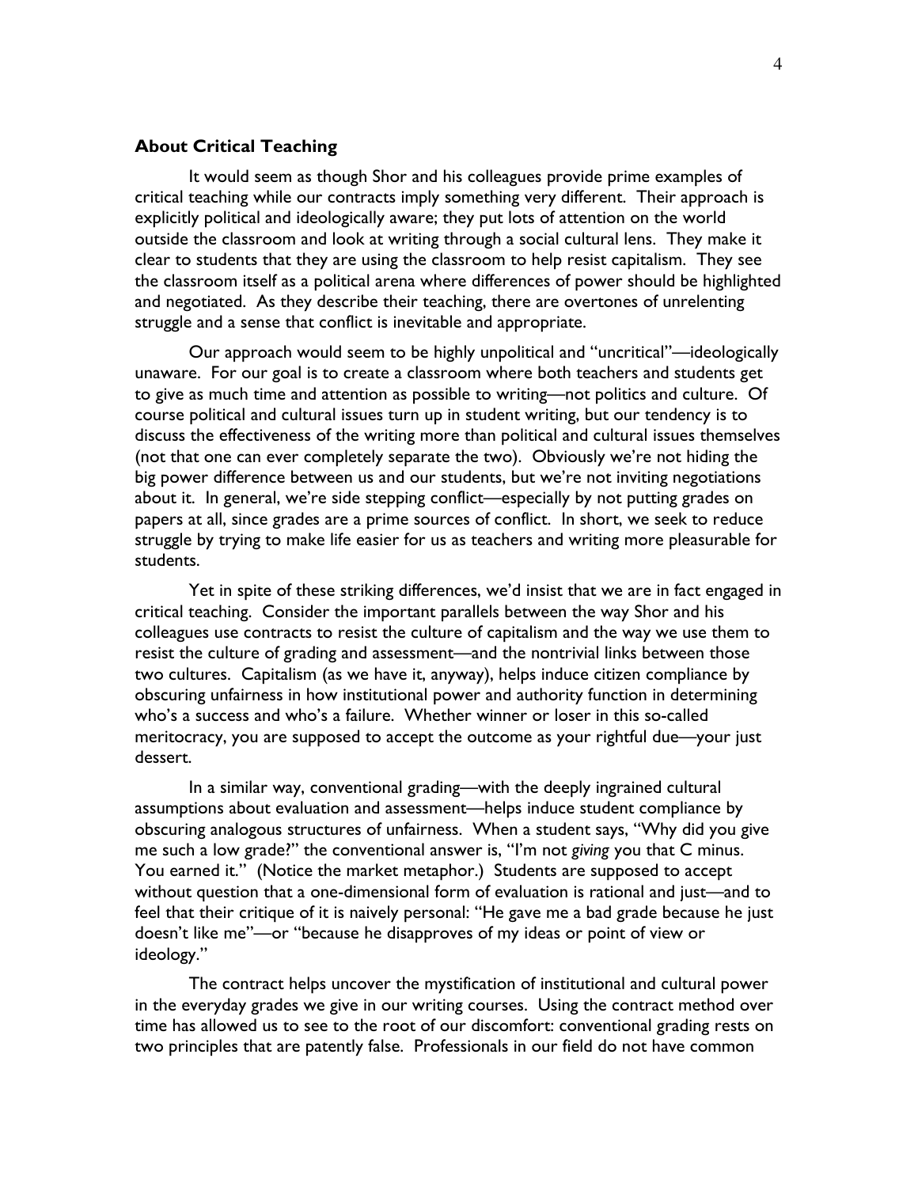### About Critical Teaching

It would seem as though Shor and his colleagues provide prime examples of critical teaching while our contracts imply something very different. Their approach is explicitly political and ideologically aware; they put lots of attention on the world outside the classroom and look at writing through a social cultural lens. They make it clear to students that they are using the classroom to help resist capitalism. They see the classroom itself as a political arena where differences of power should be highlighted and negotiated. As they describe their teaching, there are overtones of unrelenting struggle and a sense that conflict is inevitable and appropriate.

Our approach would seem to be highly unpolitical and "uncritical"—ideologically unaware. For our goal is to create a classroom where both teachers and students get to give as much time and attention as possible to writing—not politics and culture. Of course political and cultural issues turn up in student writing, but our tendency is to discuss the effectiveness of the writing more than political and cultural issues themselves (not that one can ever completely separate the two). Obviously we're not hiding the big power difference between us and our students, but we're not inviting negotiations about it. In general, we're side stepping conflict—especially by not putting grades on papers at all, since grades are a prime sources of conflict. In short, we seek to reduce struggle by trying to make life easier for us as teachers and writing more pleasurable for students.

Yet in spite of these striking differences, we'd insist that we are in fact engaged in critical teaching. Consider the important parallels between the way Shor and his colleagues use contracts to resist the culture of capitalism and the way we use them to resist the culture of grading and assessment—and the nontrivial links between those two cultures. Capitalism (as we have it, anyway), helps induce citizen compliance by obscuring unfairness in how institutional power and authority function in determining who's a success and who's a failure. Whether winner or loser in this so-called meritocracy, you are supposed to accept the outcome as your rightful due—your just dessert.

In a similar way, conventional grading—with the deeply ingrained cultural assumptions about evaluation and assessment—helps induce student compliance by obscuring analogous structures of unfairness. When a student says, "Why did you give me such a low grade?" the conventional answer is, "I'm not *giving* you that C minus. You earned it." (Notice the market metaphor.) Students are supposed to accept without question that a one-dimensional form of evaluation is rational and just—and to feel that their critique of it is naively personal: "He gave me a bad grade because he just doesn't like me"—or "because he disapproves of my ideas or point of view or ideology."

The contract helps uncover the mystification of institutional and cultural power in the everyday grades we give in our writing courses. Using the contract method over time has allowed us to see to the root of our discomfort: conventional grading rests on two principles that are patently false. Professionals in our field do not have common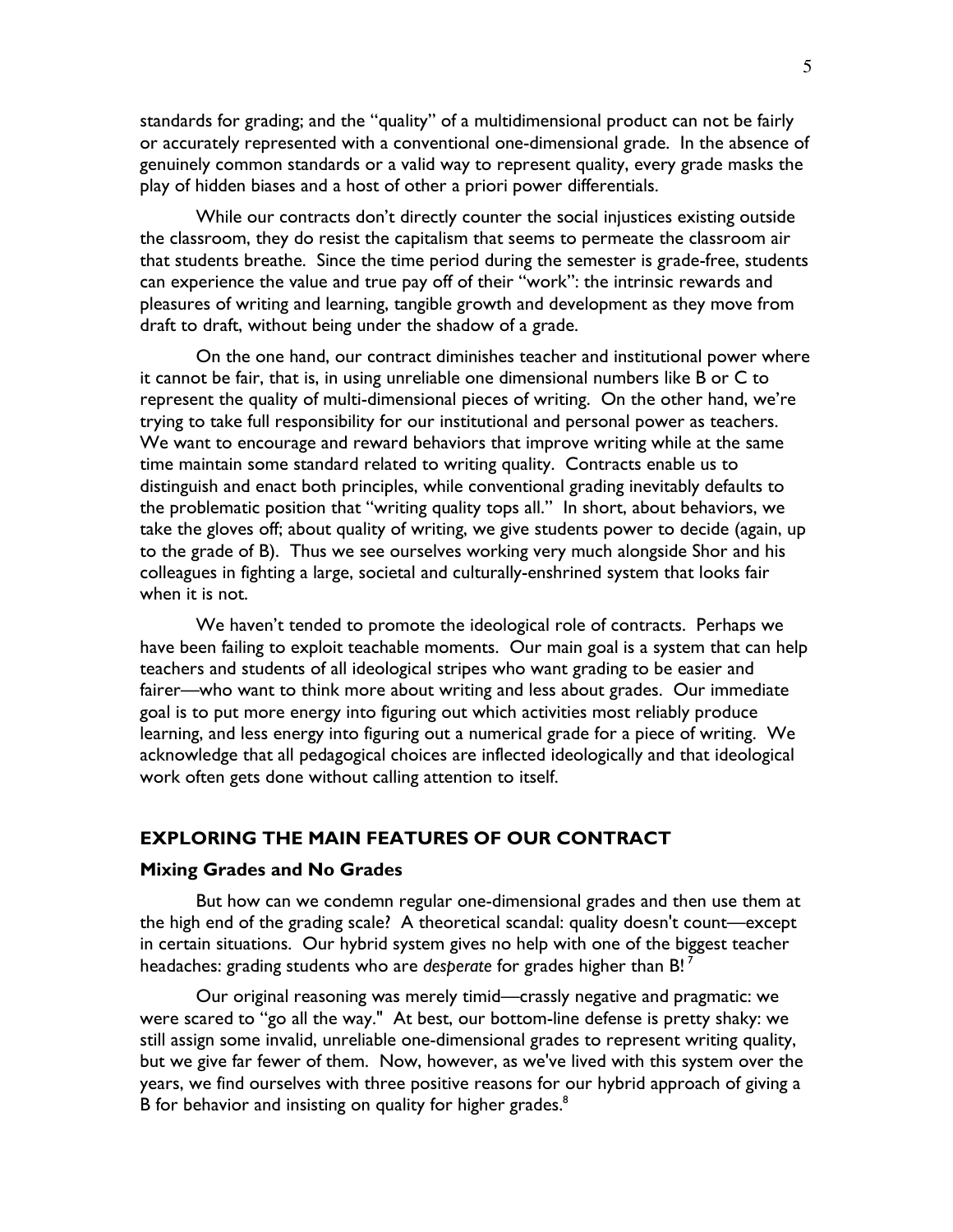standards for grading; and the "quality" of a multidimensional product can not be fairly or accurately represented with a conventional one-dimensional grade. In the absence of genuinely common standards or a valid way to represent quality, every grade masks the play of hidden biases and a host of other a priori power differentials.

While our contracts don't directly counter the social injustices existing outside the classroom, they do resist the capitalism that seems to permeate the classroom air that students breathe. Since the time period during the semester is grade-free, students can experience the value and true pay off of their "work": the intrinsic rewards and pleasures of writing and learning, tangible growth and development as they move from draft to draft, without being under the shadow of a grade.

On the one hand, our contract diminishes teacher and institutional power where it cannot be fair, that is, in using unreliable one dimensional numbers like B or C to represent the quality of multi-dimensional pieces of writing. On the other hand, we're trying to take full responsibility for our institutional and personal power as teachers. We want to encourage and reward behaviors that improve writing while at the same time maintain some standard related to writing quality. Contracts enable us to distinguish and enact both principles, while conventional grading inevitably defaults to the problematic position that "writing quality tops all." In short, about behaviors, we take the gloves off; about quality of writing, we give students power to decide (again, up to the grade of B). Thus we see ourselves working very much alongside Shor and his colleagues in fighting a large, societal and culturally-enshrined system that looks fair when it is not.

We haven't tended to promote the ideological role of contracts. Perhaps we have been failing to exploit teachable moments. Our main goal is a system that can help teachers and students of all ideological stripes who want grading to be easier and fairer—who want to think more about writing and less about grades. Our immediate goal is to put more energy into figuring out which activities most reliably produce learning, and less energy into figuring out a numerical grade for a piece of writing. We acknowledge that all pedagogical choices are inflected ideologically and that ideological work often gets done without calling attention to itself.

## EXPLORING THE MAIN FEATURES OF OUR CONTRACT

### Mixing Grades and No Grades

But how can we condemn regular one-dimensional grades and then use them at the high end of the grading scale? A theoretical scandal: quality doesn't count—except in certain situations. Our hybrid system gives no help with one of the biggest teacher headaches: grading students who are *desperate* for grades higher than B![7]

Our original reasoning was merely timid—crassly negative and pragmatic: we were scared to "go all the way." At best, our bottom-line defense is pretty shaky: we still assign some invalid, unreliable one-dimensional grades to represent writing quality, but we give far fewer of them. Now, however, as we've lived with this system over the years, we find ourselves with three positive reasons for our hybrid approach of giving a B for behavior and insisting on quality for higher grades.[8]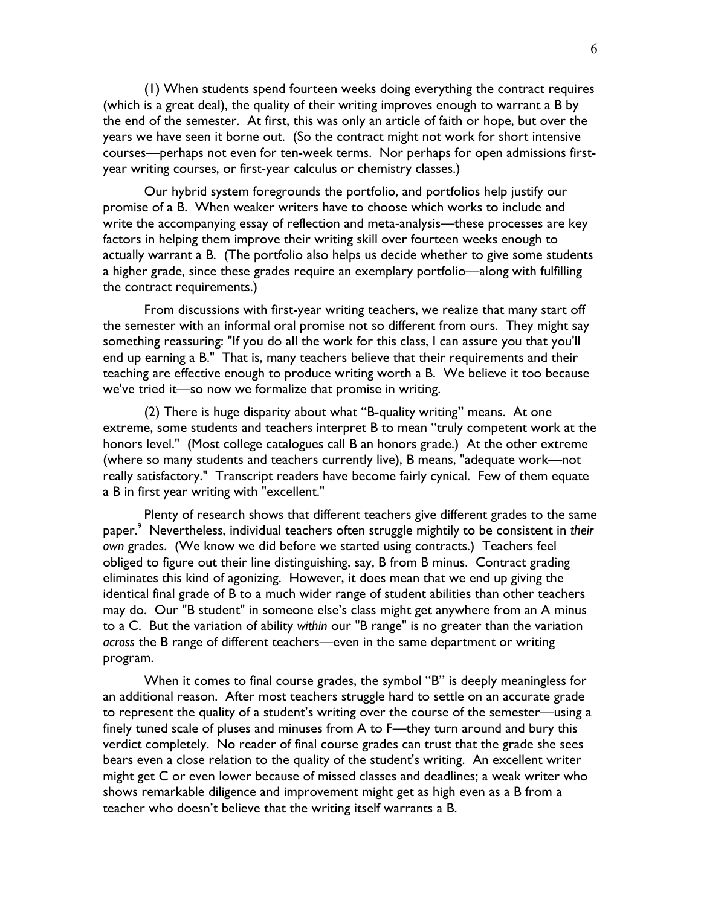(1) When students spend fourteen weeks doing everything the contract requires (which is a great deal), the quality of their writing improves enough to warrant a B by the end of the semester. At first, this was only an article of faith or hope, but over the years we have seen it borne out. (So the contract might not work for short intensive courses—perhaps not even for ten-week terms. Nor perhaps for open admissions first-year writing courses, or first-year calculus or chemistry classes.)

Our hybrid system foregrounds the portfolio, and portfolios help justify our promise of a B. When weaker writers have to choose which works to include and write the accompanying essay of reflection and meta-analysis—these processes are key factors in helping them improve their writing skill over fourteen weeks enough to actually warrant a B. (The portfolio also helps us decide whether to give some students a higher grade, since these grades require an exemplary portfolio—along with fulfilling the contract requirements.)

From discussions with first-year writing teachers, we realize that many start off the semester with an informal oral promise not so different from ours. They might say something reassuring: "If you do all the work for this class, I can assure you that you'll end up earning a B." That is, many teachers believe that their requirements and their teaching are effective enough to produce writing worth a B. We believe it too because we've tried it—so now we formalize that promise in writing.

(2) There is huge disparity about what "B-quality writing" means. At one extreme, some students and teachers interpret B to mean "truly competent work at the honors level." (Most college catalogues call B an honors grade.) At the other extreme (where so many students and teachers currently live), B means, "adequate work—not really satisfactory." Transcript readers have become fairly cynical. Few of them equate a B in first year writing with "excellent."

Plenty of research shows that different teachers give different grades to the same paper.[9] Nevertheless, individual teachers often struggle mightily to be consistent in *their own* grades. (We know we did before we started using contracts.) Teachers feel obliged to figure out their line distinguishing, say, B from B minus. Contract grading eliminates this kind of agonizing. However, it does mean that we end up giving the identical final grade of B to a much wider range of student abilities than other teachers may do. Our "B student" in someone else's class might get anywhere from an A minus to a C. But the variation of ability *within* our "B range" is no greater than the variation *across* the B range of different teachers—even in the same department or writing program.

When it comes to final course grades, the symbol "B" is deeply meaningless for an additional reason. After most teachers struggle hard to settle on an accurate grade to represent the quality of a student's writing over the course of the semester—using a finely tuned scale of pluses and minuses from A to F—they turn around and bury this verdict completely. No reader of final course grades can trust that the grade she sees bears even a close relation to the quality of the student's writing. An excellent writer might get C or even lower because of missed classes and deadlines; a weak writer who shows remarkable diligence and improvement might get as high even as a B from a teacher who doesn't believe that the writing itself warrants a B.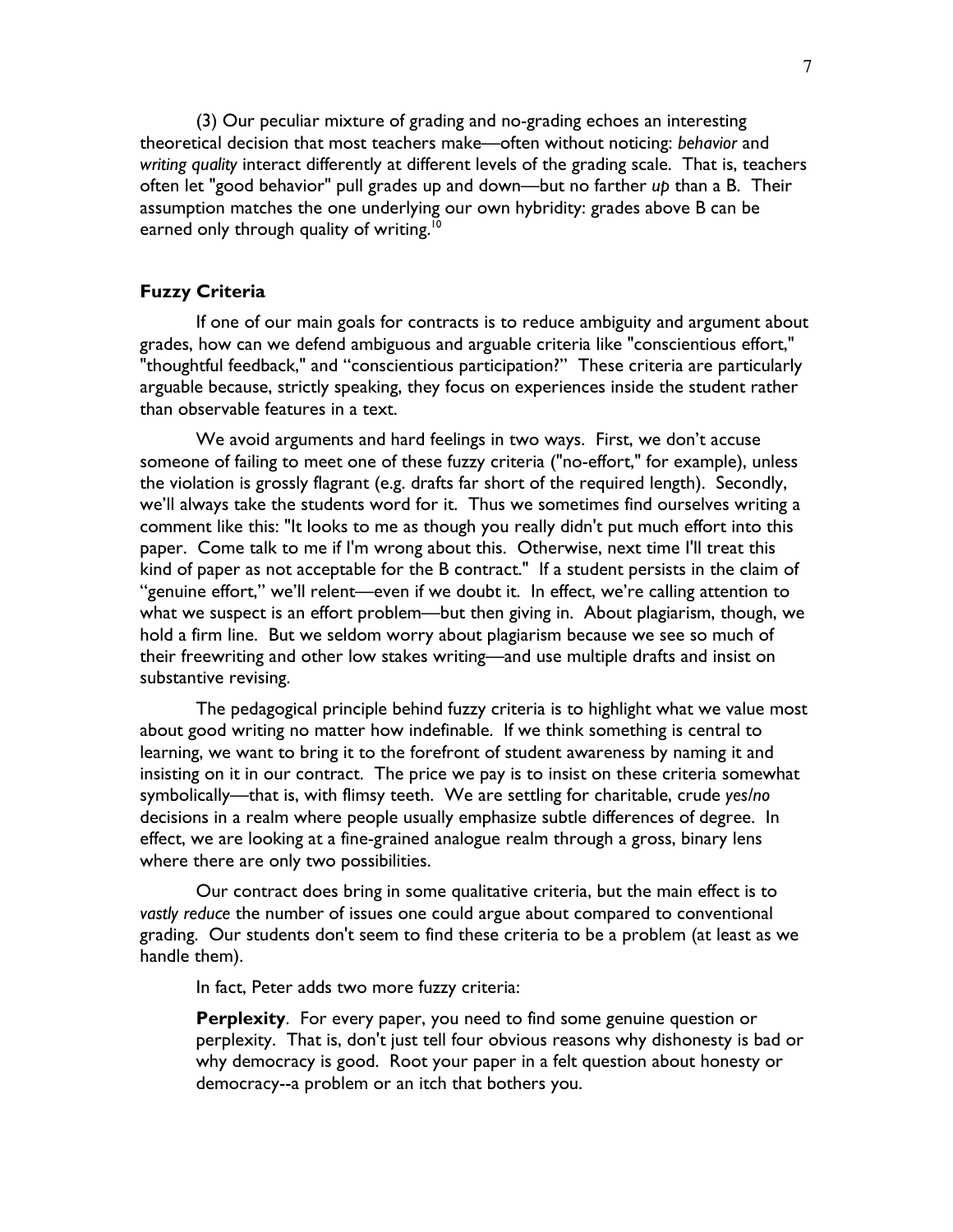(3) Our peculiar mixture of grading and no-grading echoes an interesting theoretical decision that most teachers make—often without noticing: *behavior* and *writing quality* interact differently at different levels of the grading scale. That is, teachers often let "good behavior" pull grades up and down—but no farther *up* than a B. Their assumption matches the one underlying our own hybridity: grades above B can be earned only through quality of writing.[10]

### Fuzzy Criteria

If one of our main goals for contracts is to reduce ambiguity and argument about grades, how can we defend ambiguous and arguable criteria like "conscientious effort," "thoughtful feedback," and "conscientious participation?" These criteria are particularly arguable because, strictly speaking, they focus on experiences inside the student rather than observable features in a text.

We avoid arguments and hard feelings in two ways. First, we don't accuse someone of failing to meet one of these fuzzy criteria ("no-effort," for example), unless the violation is grossly flagrant (e.g. drafts far short of the required length). Secondly, we'll always take the students word for it. Thus we sometimes find ourselves writing a comment like this: "It looks to me as though you really didn't put much effort into this paper. Come talk to me if I'm wrong about this. Otherwise, next time I'll treat this kind of paper as not acceptable for the B contract." If a student persists in the claim of "genuine effort," we'll relent—even if we doubt it. In effect, we're calling attention to what we suspect is an effort problem—but then giving in. About plagiarism, though, we hold a firm line. But we seldom worry about plagiarism because we see so much of their freewriting and other low stakes writing—and use multiple drafts and insist on substantive revising.

The pedagogical principle behind fuzzy criteria is to highlight what we value most about good writing no matter how indefinable. If we think something is central to learning, we want to bring it to the forefront of student awareness by naming it and insisting on it in our contract. The price we pay is to insist on these criteria somewhat symbolically—that is, with flimsy teeth. We are settling for charitable, crude *yes/no* decisions in a realm where people usually emphasize subtle differences of degree. In effect, we are looking at a fine-grained analogue realm through a gross, binary lens where there are only two possibilities.

Our contract does bring in some qualitative criteria, but the main effect is to *vastly reduce* the number of issues one could argue about compared to conventional grading. Our students don't seem to find these criteria to be a problem (at least as we handle them).

In fact, Peter adds two more fuzzy criteria:

> **Perplexity**. For every paper, you need to find some genuine question or perplexity. That is, don't just tell four obvious reasons why dishonesty is bad or why democracy is good. Root your paper in a felt question about honesty or democracy--a problem or an itch that bothers you.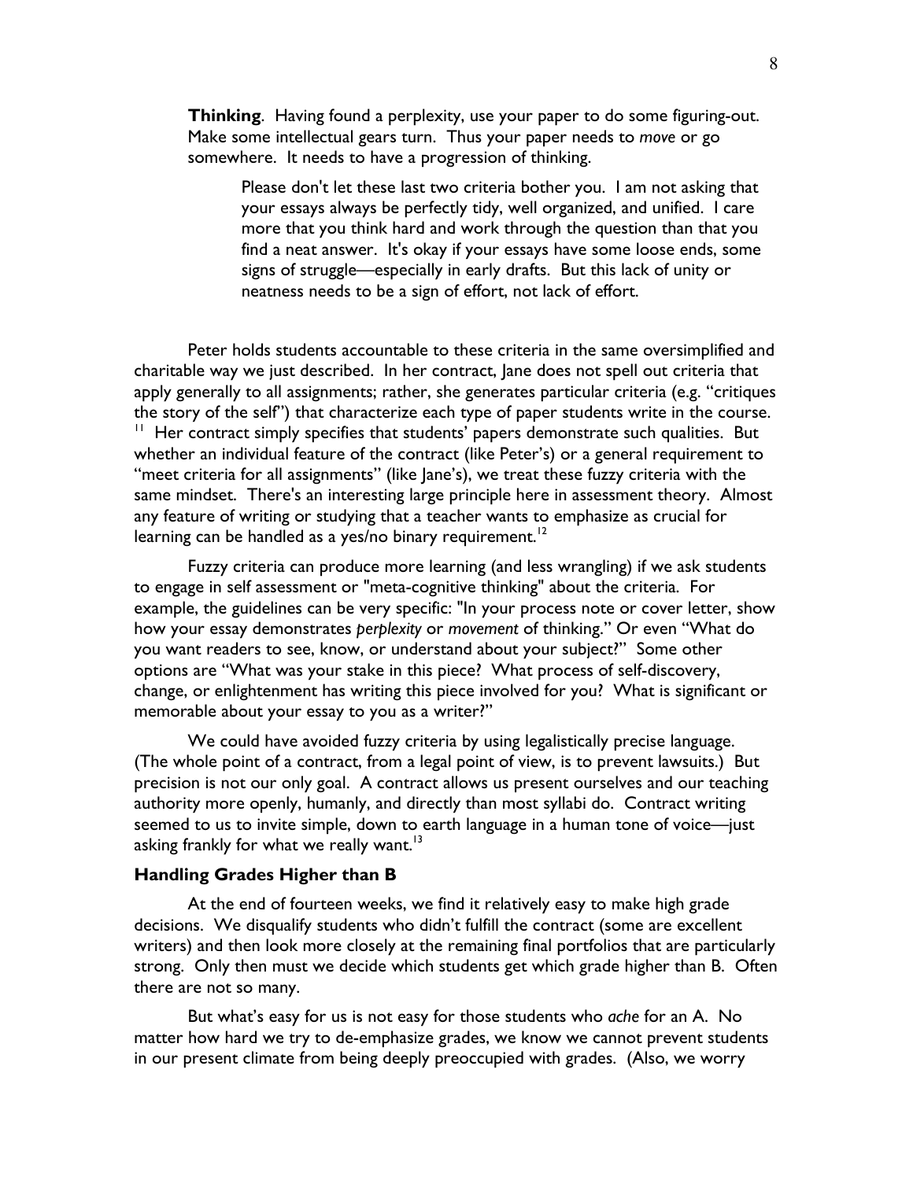**Thinking**. Having found a perplexity, use your paper to do some figuring-out. Make some intellectual gears turn. Thus your paper needs to *move* or go somewhere. It needs to have a progression of thinking.

> Please don't let these last two criteria bother you. I am not asking that your essays always be perfectly tidy, well organized, and unified. I care more that you think hard and work through the question than that you find a neat answer. It's okay if your essays have some loose ends, some signs of struggle—especially in early drafts. But this lack of unity or neatness needs to be a sign of effort, not lack of effort.

Peter holds students accountable to these criteria in the same oversimplified and charitable way we just described. In her contract, Jane does not spell out criteria that apply generally to all assignments; rather, she generates particular criteria (e.g. "critiques the story of the self") that characterize each type of paper students write in the course.[11] Her contract simply specifies that students' papers demonstrate such qualities. But whether an individual feature of the contract (like Peter's) or a general requirement to "meet criteria for all assignments" (like Jane's), we treat these fuzzy criteria with the same mindset. There's an interesting large principle here in assessment theory. Almost any feature of writing or studying that a teacher wants to emphasize as crucial for learning can be handled as a yes/no binary requirement.[12]

Fuzzy criteria can produce more learning (and less wrangling) if we ask students to engage in self assessment or "meta-cognitive thinking" about the criteria. For example, the guidelines can be very specific: "In your process note or cover letter, show how your essay demonstrates *perplexity* or *movement* of thinking." Or even "What do you want readers to see, know, or understand about your subject?" Some other options are "What was your stake in this piece? What process of self-discovery, change, or enlightenment has writing this piece involved for you? What is significant or memorable about your essay to you as a writer?"

We could have avoided fuzzy criteria by using legalistically precise language. (The whole point of a contract, from a legal point of view, is to prevent lawsuits.) But precision is not our only goal. A contract allows us present ourselves and our teaching authority more openly, humanly, and directly than most syllabi do. Contract writing seemed to us to invite simple, down to earth language in a human tone of voice—just asking frankly for what we really want.[13]

### Handling Grades Higher than B

At the end of fourteen weeks, we find it relatively easy to make high grade decisions. We disqualify students who didn't fulfill the contract (some are excellent writers) and then look more closely at the remaining final portfolios that are particularly strong. Only then must we decide which students get which grade higher than B. Often there are not so many.

But what's easy for us is not easy for those students who *ache* for an A. No matter how hard we try to de-emphasize grades, we know we cannot prevent students in our present climate from being deeply preoccupied with grades. (Also, we worry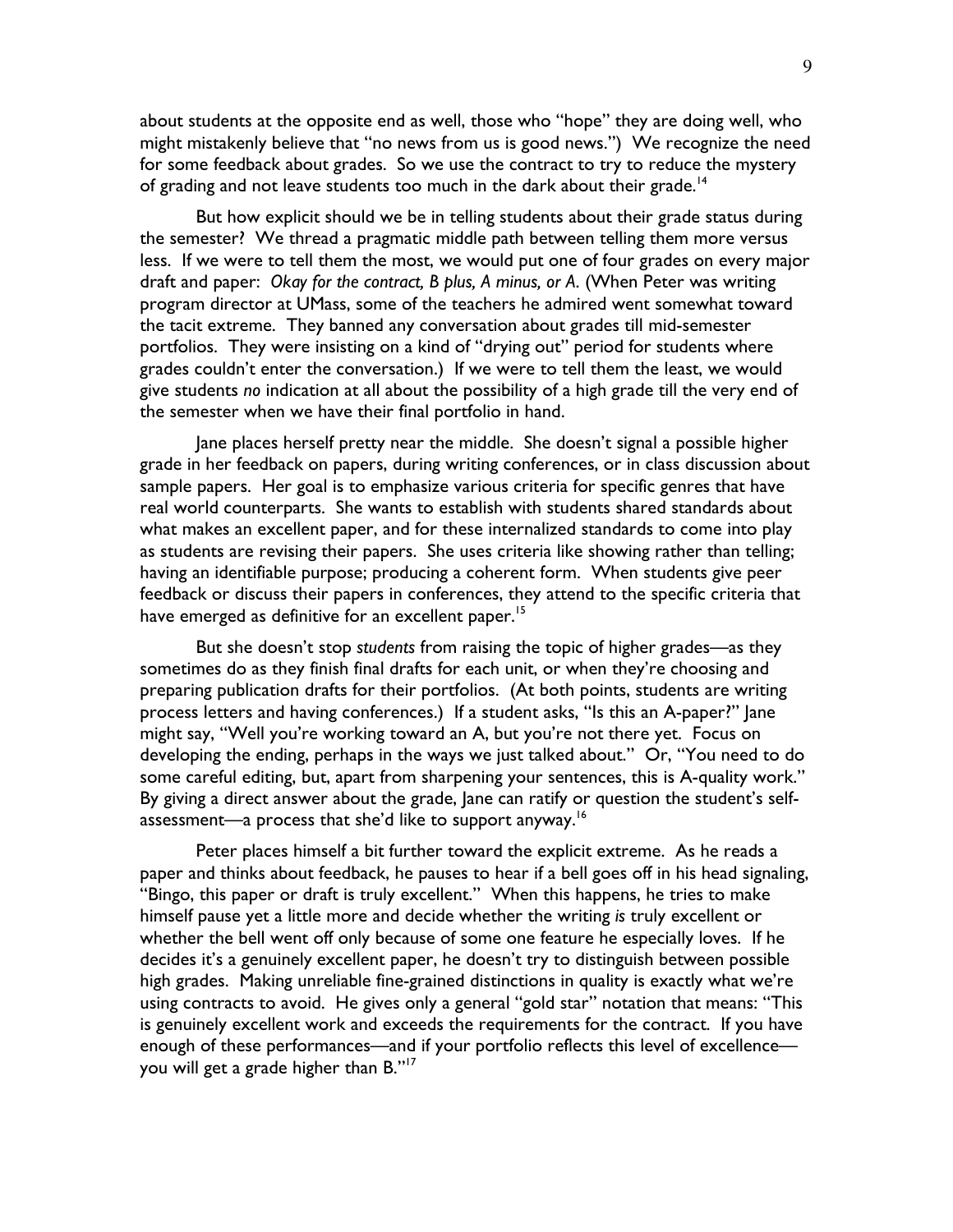about students at the opposite end as well, those who "hope" they are doing well, who might mistakenly believe that "no news from us is good news.") We recognize the need for some feedback about grades. So we use the contract to try to reduce the mystery of grading and not leave students too much in the dark about their grade.[14]

But how explicit should we be in telling students about their grade status during the semester? We thread a pragmatic middle path between telling them more versus less. If we were to tell them the most, we would put one of four grades on every major draft and paper: *Okay for the contract, B plus, A minus, or A.* (When Peter was writing program director at UMass, some of the teachers he admired went somewhat toward the tacit extreme. They banned any conversation about grades till mid-semester portfolios. They were insisting on a kind of "drying out" period for students where grades couldn't enter the conversation.) If we were to tell them the least, we would give students *no* indication at all about the possibility of a high grade till the very end of the semester when we have their final portfolio in hand.

Jane places herself pretty near the middle. She doesn't signal a possible higher grade in her feedback on papers, during writing conferences, or in class discussion about sample papers. Her goal is to emphasize various criteria for specific genres that have real world counterparts. She wants to establish with students shared standards about what makes an excellent paper, and for these internalized standards to come into play as students are revising their papers. She uses criteria like showing rather than telling; having an identifiable purpose; producing a coherent form. When students give peer feedback or discuss their papers in conferences, they attend to the specific criteria that have emerged as definitive for an excellent paper.[15]

But she doesn't stop *students* from raising the topic of higher grades—as they sometimes do as they finish final drafts for each unit, or when they're choosing and preparing publication drafts for their portfolios. (At both points, students are writing process letters and having conferences.) If a student asks, "Is this an A-paper?" Jane might say, "Well you're working toward an A, but you're not there yet. Focus on developing the ending, perhaps in the ways we just talked about." Or, "You need to do some careful editing, but, apart from sharpening your sentences, this is A-quality work." By giving a direct answer about the grade, Jane can ratify or question the student's self-assessment—a process that she'd like to support anyway.[16]

Peter places himself a bit further toward the explicit extreme. As he reads a paper and thinks about feedback, he pauses to hear if a bell goes off in his head signaling, "Bingo, this paper or draft is truly excellent." When this happens, he tries to make himself pause yet a little more and decide whether the writing *is* truly excellent or whether the bell went off only because of some one feature he especially loves. If he decides it's a genuinely excellent paper, he doesn't try to distinguish between possible high grades. Making unreliable fine-grained distinctions in quality is exactly what we're using contracts to avoid. He gives only a general "gold star" notation that means: "This is genuinely excellent work and exceeds the requirements for the contract. If you have enough of these performances—and if your portfolio reflects this level of excellence—you will get a grade higher than B."[17]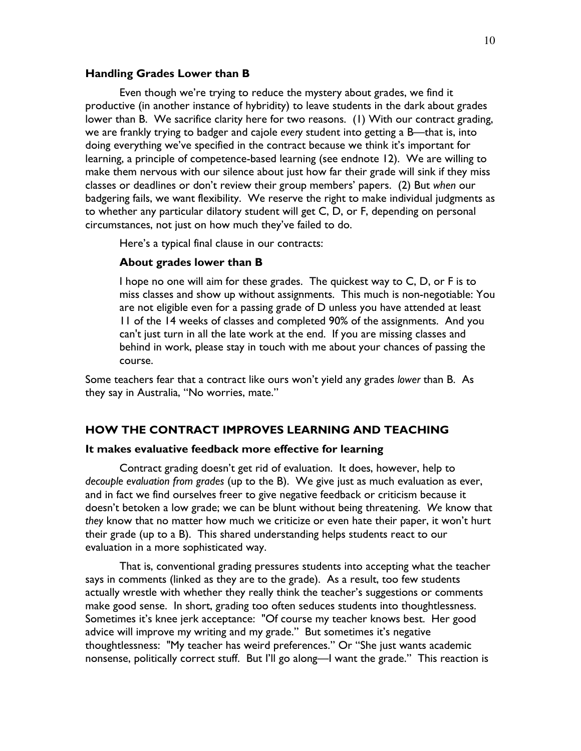### Handling Grades Lower than B

Even though we're trying to reduce the mystery about grades, we find it productive (in another instance of hybridity) to leave students in the dark about grades lower than B. We sacrifice clarity here for two reasons. (1) With our contract grading, we are frankly trying to badger and cajole *every* student into getting a B—that is, into doing everything we've specified in the contract because we think it's important for learning, a principle of competence-based learning (see endnote 12). We are willing to make them nervous with our silence about just how far their grade will sink if they miss classes or deadlines or don't review their group members' papers. (2) But *when* our badgering fails, we want flexibility. We reserve the right to make individual judgments as to whether any particular dilatory student will get C, D, or F, depending on personal circumstances, not just on how much they've failed to do.

Here's a typical final clause in our contracts:

> **About grades lower than B**
>
> I hope no one will aim for these grades. The quickest way to C, D, or F is to miss classes and show up without assignments. This much is non-negotiable: You are not eligible even for a passing grade of D unless you have attended at least 11 of the 14 weeks of classes and completed 90% of the assignments. And you can't just turn in all the late work at the end. If you are missing classes and behind in work, please stay in touch with me about your chances of passing the course.

Some teachers fear that a contract like ours won't yield any grades *lower* than B. As they say in Australia, "No worries, mate."

## HOW THE CONTRACT IMPROVES LEARNING AND TEACHING

### It makes evaluative feedback more effective for learning

Contract grading doesn't get rid of evaluation. It does, however, help to *decouple evaluation from grades* (up to the B). We give just as much evaluation as ever, and in fact we find ourselves freer to give negative feedback or criticism because it doesn't betoken a low grade; we can be blunt without being threatening. *We* know that *they* know that no matter how much we criticize or even hate their paper, it won't hurt their grade (up to a B). This shared understanding helps students react to our evaluation in a more sophisticated way.

That is, conventional grading pressures students into accepting what the teacher says in comments (linked as they are to the grade). As a result, too few students actually wrestle with whether they really think the teacher's suggestions or comments make good sense. In short, grading too often seduces students into thoughtlessness. Sometimes it's knee jerk acceptance: "Of course my teacher knows best. Her good advice will improve my writing and my grade." But sometimes it's negative thoughtlessness: "My teacher has weird preferences." Or "She just wants academic nonsense, politically correct stuff. But I'll go along—I want the grade." This reaction is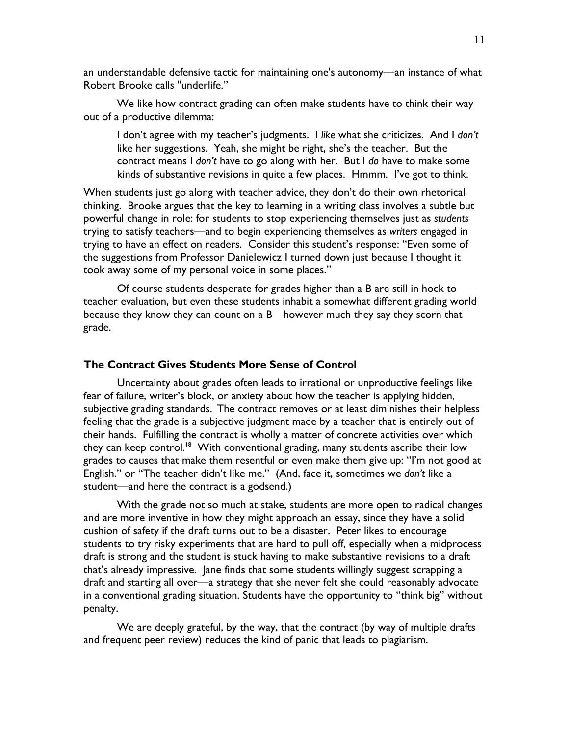an understandable defensive tactic for maintaining one's autonomy—an instance of what Robert Brooke calls "underlife."

We like how contract grading can often make students have to think their way out of a productive dilemma:

> I don't agree with my teacher's judgments. I *like* what she criticizes. And I *don't* like her suggestions. Yeah, she might be right, she's the teacher. But the contract means I *don't* have to go along with her. But I *do* have to make some kinds of substantive revisions in quite a few places. Hmmm. I've got to think.

When students just go along with teacher advice, they don't do their own rhetorical thinking. Brooke argues that the key to learning in a writing class involves a subtle but powerful change in role: for students to stop experiencing themselves just as *students* trying to satisfy teachers—and to begin experiencing themselves as *writers* engaged in trying to have an effect on readers. Consider this student's response: "Even some of the suggestions from Professor Danielewicz I turned down just because I thought it took away some of my personal voice in some places."

Of course students desperate for grades higher than a B are still in hock to teacher evaluation, but even these students inhabit a somewhat different grading world because they know they can count on a B—however much they say they scorn that grade.

### The Contract Gives Students More Sense of Control

Uncertainty about grades often leads to irrational or unproductive feelings like fear of failure, writer's block, or anxiety about how the teacher is applying hidden, subjective grading standards. The contract removes or at least diminishes their helpless feeling that the grade is a subjective judgment made by a teacher that is entirely out of their hands. Fulfilling the contract is wholly a matter of concrete activities over which they can keep control.[18] With conventional grading, many students ascribe their low grades to causes that make them resentful or even make them give up: "I'm not good at English." or "The teacher didn't like me." (And, face it, sometimes we *don't* like a student—and here the contract is a godsend.)

With the grade not so much at stake, students are more open to radical changes and are more inventive in how they might approach an essay, since they have a solid cushion of safety if the draft turns out to be a disaster. Peter likes to encourage students to try risky experiments that are hard to pull off, especially when a midprocess draft is strong and the student is stuck having to make substantive revisions to a draft that's already impressive. Jane finds that some students willingly suggest scrapping a draft and starting all over—a strategy that she never felt she could reasonably advocate in a conventional grading situation. Students have the opportunity to "think big" without penalty.

We are deeply grateful, by the way, that the contract (by way of multiple drafts and frequent peer review) reduces the kind of panic that leads to plagiarism.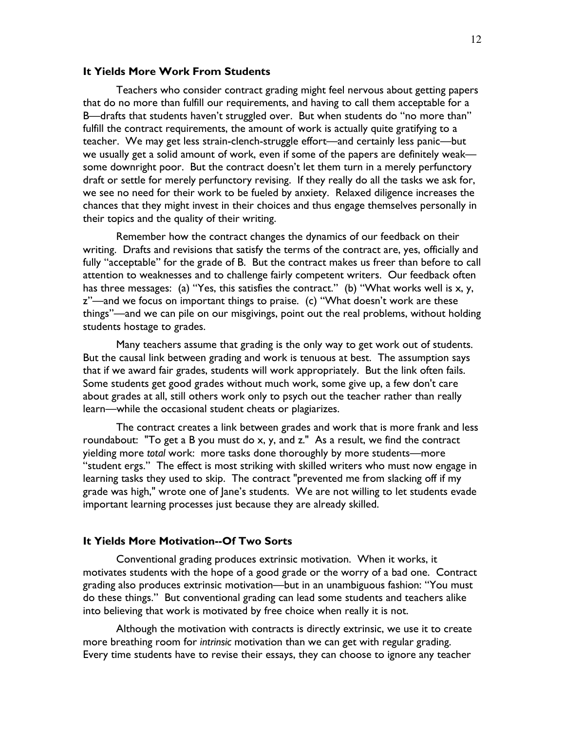### It Yields More Work From Students

Teachers who consider contract grading might feel nervous about getting papers that do no more than fulfill our requirements, and having to call them acceptable for a B—drafts that students haven't struggled over. But when students do "no more than" fulfill the contract requirements, the amount of work is actually quite gratifying to a teacher. We may get less strain-clench-struggle effort—and certainly less panic—but we usually get a solid amount of work, even if some of the papers are definitely weak—some downright poor. But the contract doesn't let them turn in a merely perfunctory draft or settle for merely perfunctory revising. If they really do all the tasks we ask for, we see no need for their work to be fueled by anxiety. Relaxed diligence increases the chances that they might invest in their choices and thus engage themselves personally in their topics and the quality of their writing.

Remember how the contract changes the dynamics of our feedback on their writing. Drafts and revisions that satisfy the terms of the contract are, yes, officially and fully "acceptable" for the grade of B. But the contract makes us freer than before to call attention to weaknesses and to challenge fairly competent writers. Our feedback often has three messages: (a) "Yes, this satisfies the contract." (b) "What works well is x, y, z"—and we focus on important things to praise. (c) "What doesn't work are these things"—and we can pile on our misgivings, point out the real problems, without holding students hostage to grades.

Many teachers assume that grading is the only way to get work out of students. But the causal link between grading and work is tenuous at best. The assumption says that if we award fair grades, students will work appropriately. But the link often fails. Some students get good grades without much work, some give up, a few don't care about grades at all, still others work only to psych out the teacher rather than really learn—while the occasional student cheats or plagiarizes.

The contract creates a link between grades and work that is more frank and less roundabout: "To get a B you must do x, y, and z." As a result, we find the contract yielding more *total* work: more tasks done thoroughly by more students—more "student ergs." The effect is most striking with skilled writers who must now engage in learning tasks they used to skip. The contract "prevented me from slacking off if my grade was high," wrote one of Jane's students. We are not willing to let students evade important learning processes just because they are already skilled.

### It Yields More Motivation--Of Two Sorts

Conventional grading produces extrinsic motivation. When it works, it motivates students with the hope of a good grade or the worry of a bad one. Contract grading also produces extrinsic motivation—but in an unambiguous fashion: "You must do these things." But conventional grading can lead some students and teachers alike into believing that work is motivated by free choice when really it is not.

Although the motivation with contracts is directly extrinsic, we use it to create more breathing room for *intrinsic* motivation than we can get with regular grading. Every time students have to revise their essays, they can choose to ignore any teacher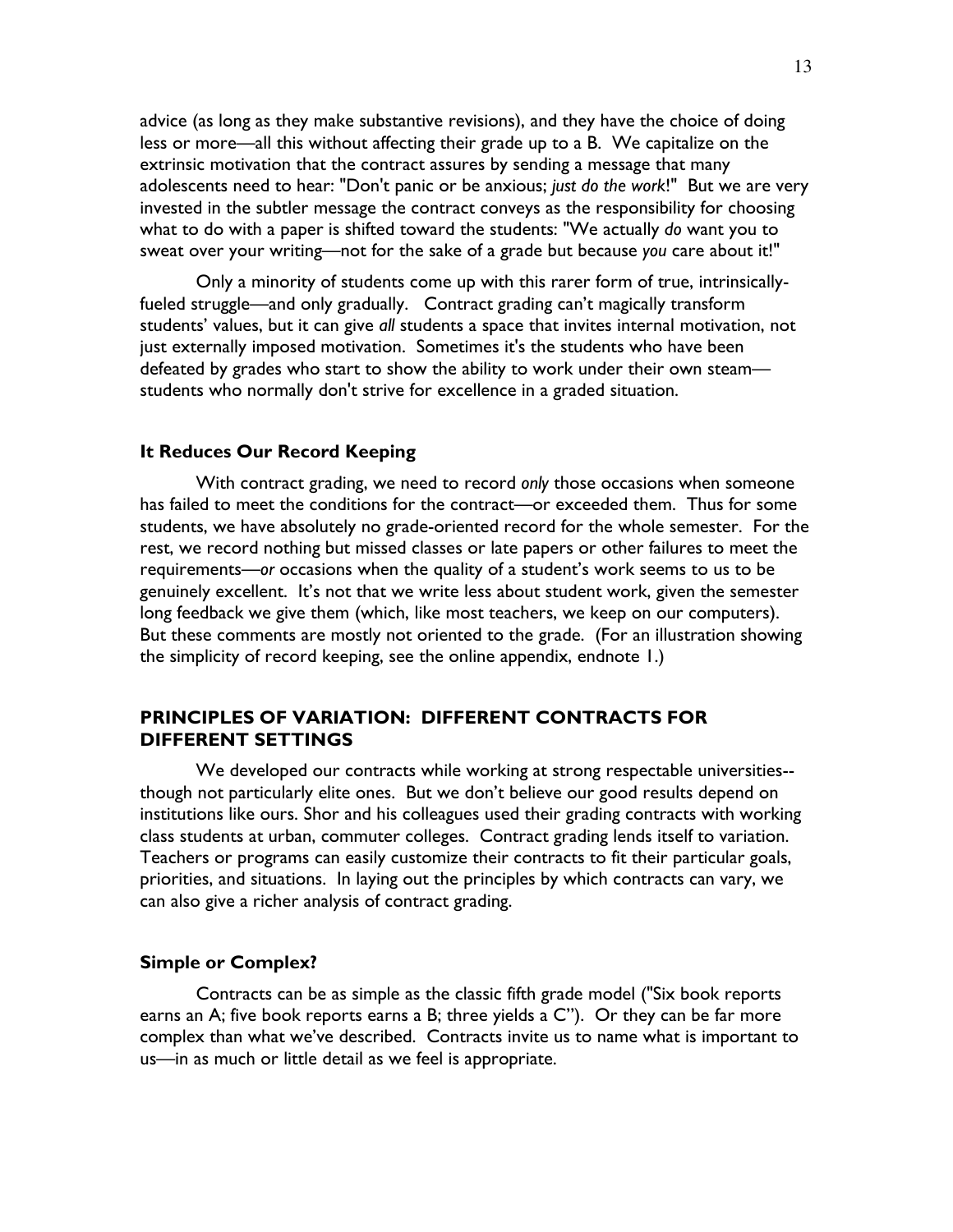advice (as long as they make substantive revisions), and they have the choice of doing less or more—all this without affecting their grade up to a B. We capitalize on the extrinsic motivation that the contract assures by sending a message that many adolescents need to hear: "Don't panic or be anxious; *just do the work*!" But we are very invested in the subtler message the contract conveys as the responsibility for choosing what to do with a paper is shifted toward the students: "We actually *do* want you to sweat over your writing—not for the sake of a grade but because *you* care about it!"

Only a minority of students come up with this rarer form of true, intrinsically-fueled struggle—and only gradually. Contract grading can't magically transform students' values, but it can give *all* students a space that invites internal motivation, not just externally imposed motivation. Sometimes it's the students who have been defeated by grades who start to show the ability to work under their own steam—students who normally don't strive for excellence in a graded situation.

### It Reduces Our Record Keeping

With contract grading, we need to record *only* those occasions when someone has failed to meet the conditions for the contract—or exceeded them. Thus for some students, we have absolutely no grade-oriented record for the whole semester. For the rest, we record nothing but missed classes or late papers or other failures to meet the requirements—*or* occasions when the quality of a student's work seems to us to be genuinely excellent. It's not that we write less about student work, given the semester long feedback we give them (which, like most teachers, we keep on our computers). But these comments are mostly not oriented to the grade. (For an illustration showing the simplicity of record keeping, see the online appendix, endnote 1.)

## PRINCIPLES OF VARIATION: DIFFERENT CONTRACTS FOR DIFFERENT SETTINGS

We developed our contracts while working at strong respectable universities--though not particularly elite ones. But we don't believe our good results depend on institutions like ours. Shor and his colleagues used their grading contracts with working class students at urban, commuter colleges. Contract grading lends itself to variation. Teachers or programs can easily customize their contracts to fit their particular goals, priorities, and situations. In laying out the principles by which contracts can vary, we can also give a richer analysis of contract grading.

### Simple or Complex?

Contracts can be as simple as the classic fifth grade model ("Six book reports earns an A; five book reports earns a B; three yields a C"). Or they can be far more complex than what we've described. Contracts invite us to name what is important to us—in as much or little detail as we feel is appropriate.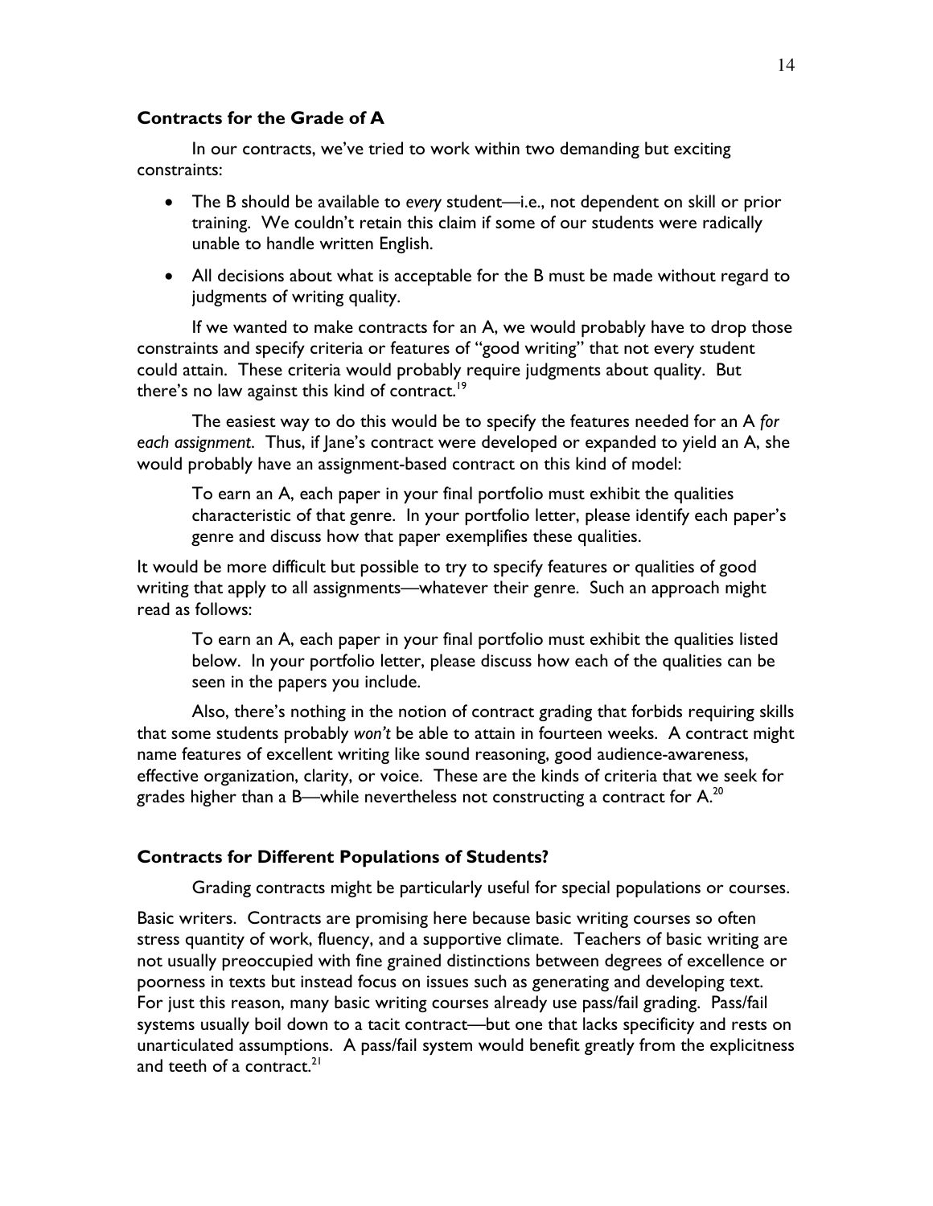### Contracts for the Grade of A

In our contracts, we've tried to work within two demanding but exciting constraints:

- The B should be available to *every* student—i.e., not dependent on skill or prior training. We couldn't retain this claim if some of our students were radically unable to handle written English.
- All decisions about what is acceptable for the B must be made without regard to judgments of writing quality.

If we wanted to make contracts for an A, we would probably have to drop those constraints and specify criteria or features of "good writing" that not every student could attain. These criteria would probably require judgments about quality. But there's no law against this kind of contract.[19]

The easiest way to do this would be to specify the features needed for an A *for each assignment*. Thus, if Jane's contract were developed or expanded to yield an A, she would probably have an assignment-based contract on this kind of model:

> To earn an A, each paper in your final portfolio must exhibit the qualities characteristic of that genre. In your portfolio letter, please identify each paper's genre and discuss how that paper exemplifies these qualities.

It would be more difficult but possible to try to specify features or qualities of good writing that apply to all assignments—whatever their genre. Such an approach might read as follows:

> To earn an A, each paper in your final portfolio must exhibit the qualities listed below. In your portfolio letter, please discuss how each of the qualities can be seen in the papers you include.

Also, there's nothing in the notion of contract grading that forbids requiring skills that some students probably *won't* be able to attain in fourteen weeks. A contract might name features of excellent writing like sound reasoning, good audience-awareness, effective organization, clarity, or voice. These are the kinds of criteria that we seek for grades higher than a B—while nevertheless not constructing a contract for A.[20]

### Contracts for Different Populations of Students?

Grading contracts might be particularly useful for special populations or courses.

Basic writers. Contracts are promising here because basic writing courses so often stress quantity of work, fluency, and a supportive climate. Teachers of basic writing are not usually preoccupied with fine grained distinctions between degrees of excellence or poorness in texts but instead focus on issues such as generating and developing text. For just this reason, many basic writing courses already use pass/fail grading. Pass/fail systems usually boil down to a tacit contract—but one that lacks specificity and rests on unarticulated assumptions. A pass/fail system would benefit greatly from the explicitness and teeth of a contract.[21]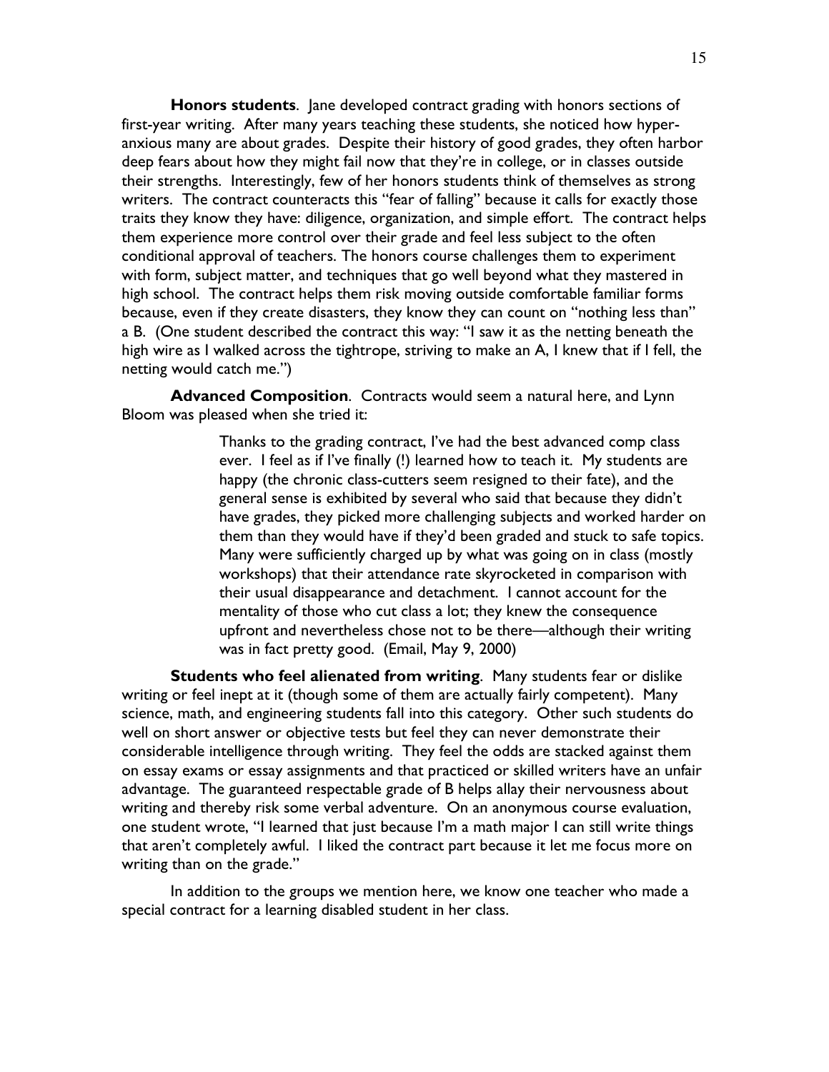**Honors students**. Jane developed contract grading with honors sections of first-year writing. After many years teaching these students, she noticed how hyper-anxious many are about grades. Despite their history of good grades, they often harbor deep fears about how they might fail now that they're in college, or in classes outside their strengths. Interestingly, few of her honors students think of themselves as strong writers. The contract counteracts this "fear of falling" because it calls for exactly those traits they know they have: diligence, organization, and simple effort. The contract helps them experience more control over their grade and feel less subject to the often conditional approval of teachers. The honors course challenges them to experiment with form, subject matter, and techniques that go well beyond what they mastered in high school. The contract helps them risk moving outside comfortable familiar forms because, even if they create disasters, they know they can count on "nothing less than" a B. (One student described the contract this way: "I saw it as the netting beneath the high wire as I walked across the tightrope, striving to make an A, I knew that if I fell, the netting would catch me.")

**Advanced Composition**. Contracts would seem a natural here, and Lynn Bloom was pleased when she tried it:

> Thanks to the grading contract, I've had the best advanced comp class ever. I feel as if I've finally (!) learned how to teach it. My students are happy (the chronic class-cutters seem resigned to their fate), and the general sense is exhibited by several who said that because they didn't have grades, they picked more challenging subjects and worked harder on them than they would have if they'd been graded and stuck to safe topics. Many were sufficiently charged up by what was going on in class (mostly workshops) that their attendance rate skyrocketed in comparison with their usual disappearance and detachment. I cannot account for the mentality of those who cut class a lot; they knew the consequence upfront and nevertheless chose not to be there—although their writing was in fact pretty good. (Email, May 9, 2000)

**Students who feel alienated from writing**. Many students fear or dislike writing or feel inept at it (though some of them are actually fairly competent). Many science, math, and engineering students fall into this category. Other such students do well on short answer or objective tests but feel they can never demonstrate their considerable intelligence through writing. They feel the odds are stacked against them on essay exams or essay assignments and that practiced or skilled writers have an unfair advantage. The guaranteed respectable grade of B helps allay their nervousness about writing and thereby risk some verbal adventure. On an anonymous course evaluation, one student wrote, "I learned that just because I'm a math major I can still write things that aren't completely awful. I liked the contract part because it let me focus more on writing than on the grade."

In addition to the groups we mention here, we know one teacher who made a special contract for a learning disabled student in her class.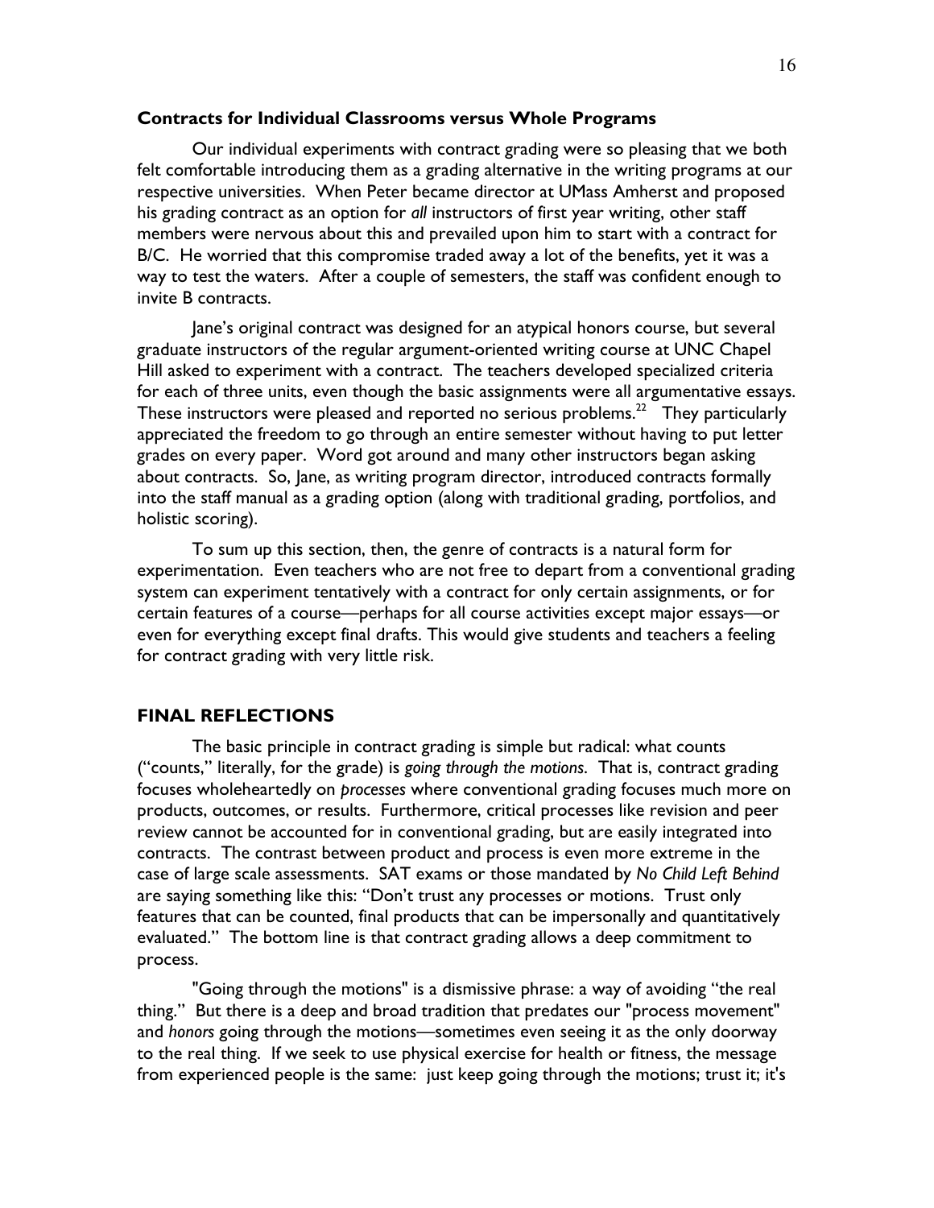### Contracts for Individual Classrooms versus Whole Programs

Our individual experiments with contract grading were so pleasing that we both felt comfortable introducing them as a grading alternative in the writing programs at our respective universities. When Peter became director at UMass Amherst and proposed his grading contract as an option for *all* instructors of first year writing, other staff members were nervous about this and prevailed upon him to start with a contract for B/C. He worried that this compromise traded away a lot of the benefits, yet it was a way to test the waters. After a couple of semesters, the staff was confident enough to invite B contracts.

Jane's original contract was designed for an atypical honors course, but several graduate instructors of the regular argument-oriented writing course at UNC Chapel Hill asked to experiment with a contract. The teachers developed specialized criteria for each of three units, even though the basic assignments were all argumentative essays. These instructors were pleased and reported no serious problems.[22] They particularly appreciated the freedom to go through an entire semester without having to put letter grades on every paper. Word got around and many other instructors began asking about contracts. So, Jane, as writing program director, introduced contracts formally into the staff manual as a grading option (along with traditional grading, portfolios, and holistic scoring).

To sum up this section, then, the genre of contracts is a natural form for experimentation. Even teachers who are not free to depart from a conventional grading system can experiment tentatively with a contract for only certain assignments, or for certain features of a course—perhaps for all course activities except major essays—or even for everything except final drafts. This would give students and teachers a feeling for contract grading with very little risk.

## FINAL REFLECTIONS

The basic principle in contract grading is simple but radical: what counts ("counts," literally, for the grade) is *going through the motions*. That is, contract grading focuses wholeheartedly on *processes* where conventional grading focuses much more on products, outcomes, or results. Furthermore, critical processes like revision and peer review cannot be accounted for in conventional grading, but are easily integrated into contracts. The contrast between product and process is even more extreme in the case of large scale assessments. SAT exams or those mandated by *No Child Left Behind* are saying something like this: "Don't trust any processes or motions. Trust only features that can be counted, final products that can be impersonally and quantitatively evaluated." The bottom line is that contract grading allows a deep commitment to process.

"Going through the motions" is a dismissive phrase: a way of avoiding "the real thing." But there is a deep and broad tradition that predates our "process movement" and *honors* going through the motions—sometimes even seeing it as the only doorway to the real thing. If we seek to use physical exercise for health or fitness, the message from experienced people is the same: just keep going through the motions; trust it; it's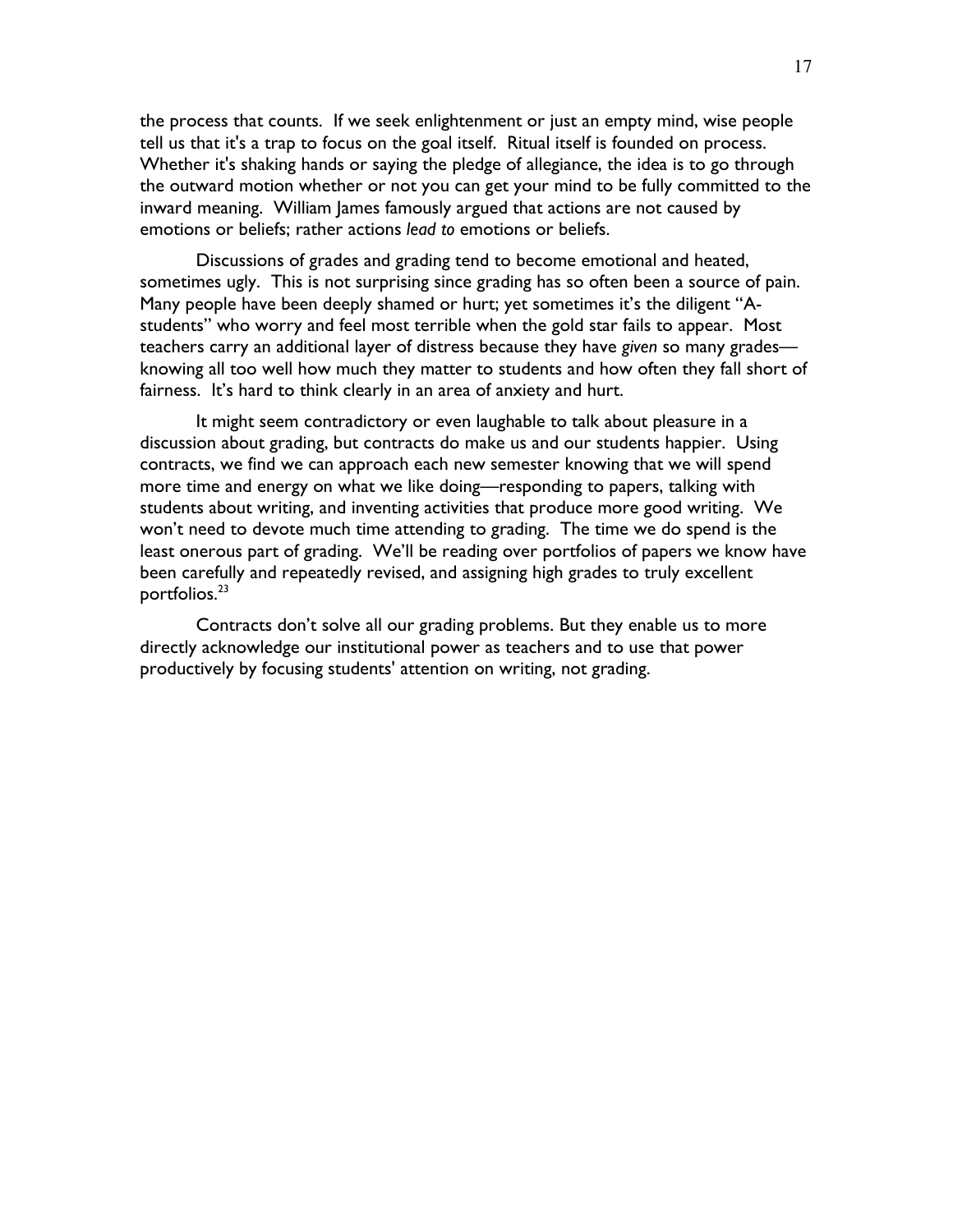the process that counts. If we seek enlightenment or just an empty mind, wise people tell us that it's a trap to focus on the goal itself. Ritual itself is founded on process. Whether it's shaking hands or saying the pledge of allegiance, the idea is to go through the outward motion whether or not you can get your mind to be fully committed to the inward meaning. William James famously argued that actions are not caused by emotions or beliefs; rather actions *lead to* emotions or beliefs.

Discussions of grades and grading tend to become emotional and heated, sometimes ugly. This is not surprising since grading has so often been a source of pain. Many people have been deeply shamed or hurt; yet sometimes it's the diligent "A-students" who worry and feel most terrible when the gold star fails to appear. Most teachers carry an additional layer of distress because they have *given* so many grades—knowing all too well how much they matter to students and how often they fall short of fairness. It's hard to think clearly in an area of anxiety and hurt.

It might seem contradictory or even laughable to talk about pleasure in a discussion about grading, but contracts do make us and our students happier. Using contracts, we find we can approach each new semester knowing that we will spend more time and energy on what we like doing—responding to papers, talking with students about writing, and inventing activities that produce more good writing. We won't need to devote much time attending to grading. The time we do spend is the least onerous part of grading. We'll be reading over portfolios of papers we know have been carefully and repeatedly revised, and assigning high grades to truly excellent portfolios.[23]

Contracts don't solve all our grading problems. But they enable us to more directly acknowledge our institutional power as teachers and to use that power productively by focusing students' attention on writing, not grading.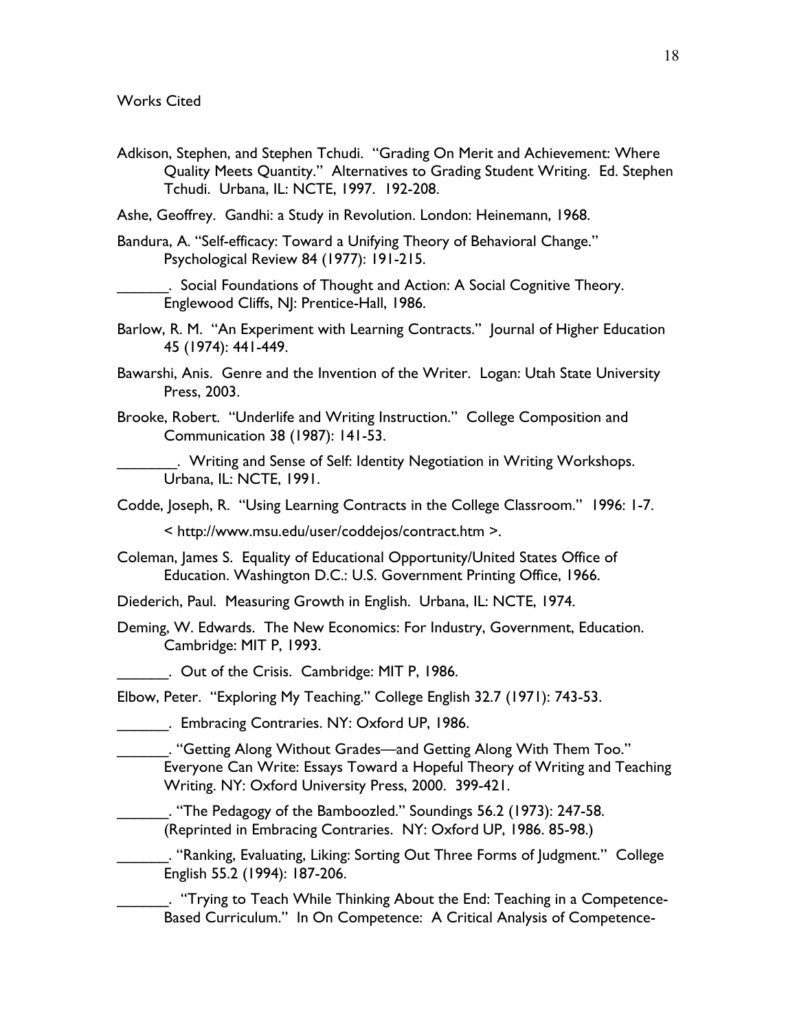Works Cited

Adkison, Stephen, and Stephen Tchudi. "Grading On Merit and Achievement: Where Quality Meets Quantity." Alternatives to Grading Student Writing. Ed. Stephen Tchudi. Urbana, IL: NCTE, 1997. 192-208.

Ashe, Geoffrey. Gandhi: a Study in Revolution. London: Heinemann, 1968.

Bandura, A. "Self-efficacy: Toward a Unifying Theory of Behavioral Change." Psychological Review 84 (1977): 191-215.

______. Social Foundations of Thought and Action: A Social Cognitive Theory. Englewood Cliffs, NJ: Prentice-Hall, 1986.

Barlow, R. M. "An Experiment with Learning Contracts." Journal of Higher Education 45 (1974): 441-449.

Bawarshi, Anis. Genre and the Invention of the Writer. Logan: Utah State University Press, 2003.

Brooke, Robert. "Underlife and Writing Instruction." College Composition and Communication 38 (1987): 141-53.

_______. Writing and Sense of Self: Identity Negotiation in Writing Workshops. Urbana, IL: NCTE, 1991.

Codde, Joseph, R. "Using Learning Contracts in the College Classroom." 1996: 1-7.

< http://www.msu.edu/user/coddejos/contract.htm >.

Coleman, James S. Equality of Educational Opportunity/United States Office of Education. Washington D.C.: U.S. Government Printing Office, 1966.

Diederich, Paul. Measuring Growth in English. Urbana, IL: NCTE, 1974.

Deming, W. Edwards. The New Economics: For Industry, Government, Education. Cambridge: MIT P, 1993.

______. Out of the Crisis. Cambridge: MIT P, 1986.

Elbow, Peter. "Exploring My Teaching." College English 32.7 (1971): 743-53.

______. Embracing Contraries. NY: Oxford UP, 1986.

______. "Getting Along Without Grades—and Getting Along With Them Too." Everyone Can Write: Essays Toward a Hopeful Theory of Writing and Teaching Writing. NY: Oxford University Press, 2000. 399-421.

______. "The Pedagogy of the Bamboozled." Soundings 56.2 (1973): 247-58. (Reprinted in Embracing Contraries. NY: Oxford UP, 1986. 85-98.)

______. "Ranking, Evaluating, Liking: Sorting Out Three Forms of Judgment." College English 55.2 (1994): 187-206.

______. "Trying to Teach While Thinking About the End: Teaching in a Competence-Based Curriculum." In On Competence: A Critical Analysis of Competence-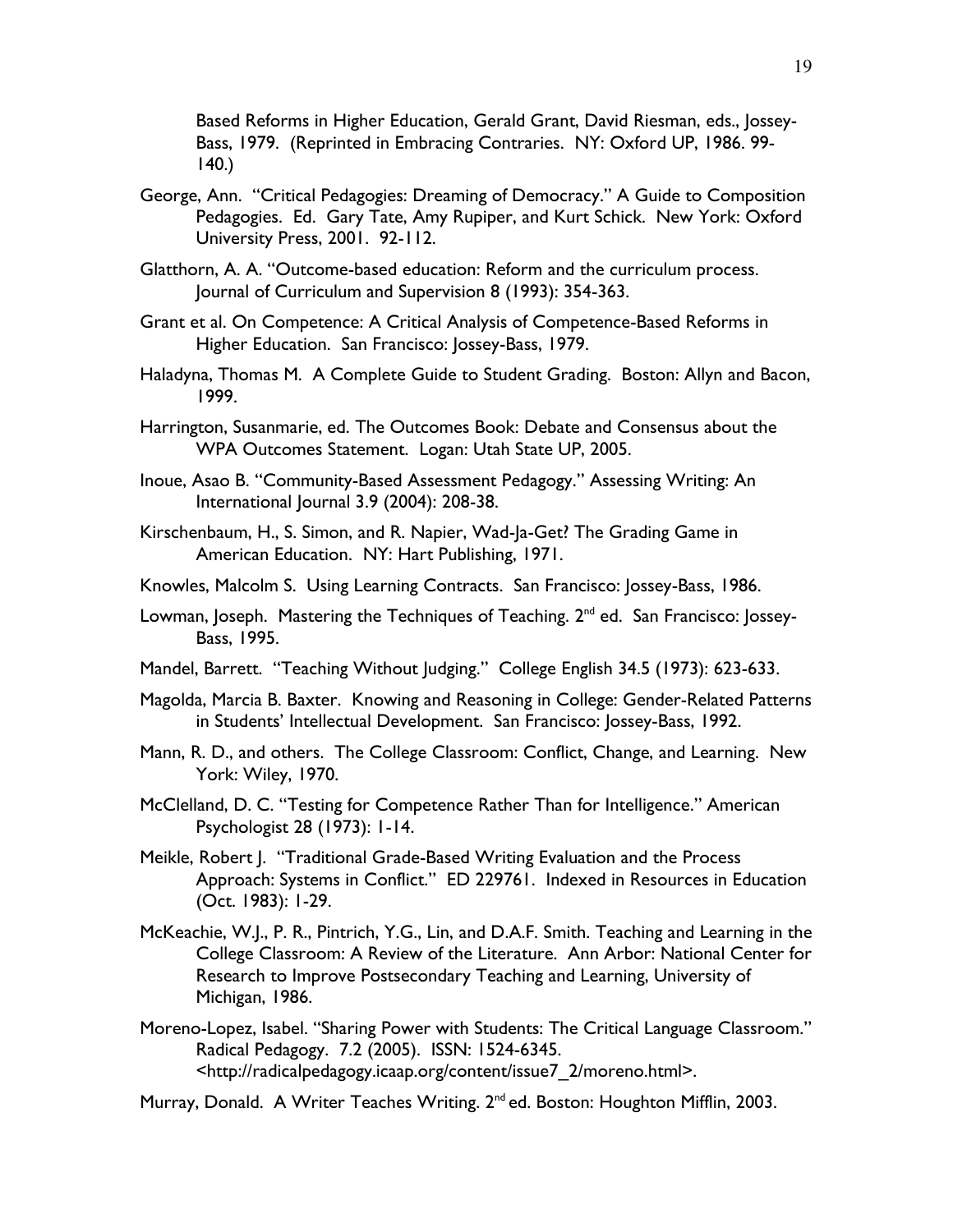Based Reforms in Higher Education, Gerald Grant, David Riesman, eds., Jossey-Bass, 1979. (Reprinted in Embracing Contraries. NY: Oxford UP, 1986. 99-140.)

George, Ann. "Critical Pedagogies: Dreaming of Democracy." A Guide to Composition Pedagogies. Ed. Gary Tate, Amy Rupiper, and Kurt Schick. New York: Oxford University Press, 2001. 92-112.

Glatthorn, A. A. "Outcome-based education: Reform and the curriculum process. Journal of Curriculum and Supervision 8 (1993): 354-363.

Grant et al. On Competence: A Critical Analysis of Competence-Based Reforms in Higher Education. San Francisco: Jossey-Bass, 1979.

Haladyna, Thomas M. A Complete Guide to Student Grading. Boston: Allyn and Bacon, 1999.

Harrington, Susanmarie, ed. The Outcomes Book: Debate and Consensus about the WPA Outcomes Statement. Logan: Utah State UP, 2005.

Inoue, Asao B. "Community-Based Assessment Pedagogy." Assessing Writing: An International Journal 3.9 (2004): 208-38.

Kirschenbaum, H., S. Simon, and R. Napier, Wad-Ja-Get? The Grading Game in American Education. NY: Hart Publishing, 1971.

Knowles, Malcolm S. Using Learning Contracts. San Francisco: Jossey-Bass, 1986.

Lowman, Joseph. Mastering the Techniques of Teaching. 2nd ed. San Francisco: Jossey-Bass, 1995.

Mandel, Barrett. "Teaching Without Judging." College English 34.5 (1973): 623-633.

Magolda, Marcia B. Baxter. Knowing and Reasoning in College: Gender-Related Patterns in Students' Intellectual Development. San Francisco: Jossey-Bass, 1992.

Mann, R. D., and others. The College Classroom: Conflict, Change, and Learning. New York: Wiley, 1970.

McClelland, D. C. "Testing for Competence Rather Than for Intelligence." American Psychologist 28 (1973): 1-14.

Meikle, Robert J. "Traditional Grade-Based Writing Evaluation and the Process Approach: Systems in Conflict." ED 229761. Indexed in Resources in Education (Oct. 1983): 1-29.

McKeachie, W.J., P. R., Pintrich, Y.G., Lin, and D.A.F. Smith. Teaching and Learning in the College Classroom: A Review of the Literature. Ann Arbor: National Center for Research to Improve Postsecondary Teaching and Learning, University of Michigan, 1986.

Moreno-Lopez, Isabel. "Sharing Power with Students: The Critical Language Classroom." Radical Pedagogy. 7.2 (2005). ISSN: 1524-6345. <http://radicalpedagogy.icaap.org/content/issue7_2/moreno.html>.

Murray, Donald. A Writer Teaches Writing. 2nd ed. Boston: Houghton Mifflin, 2003.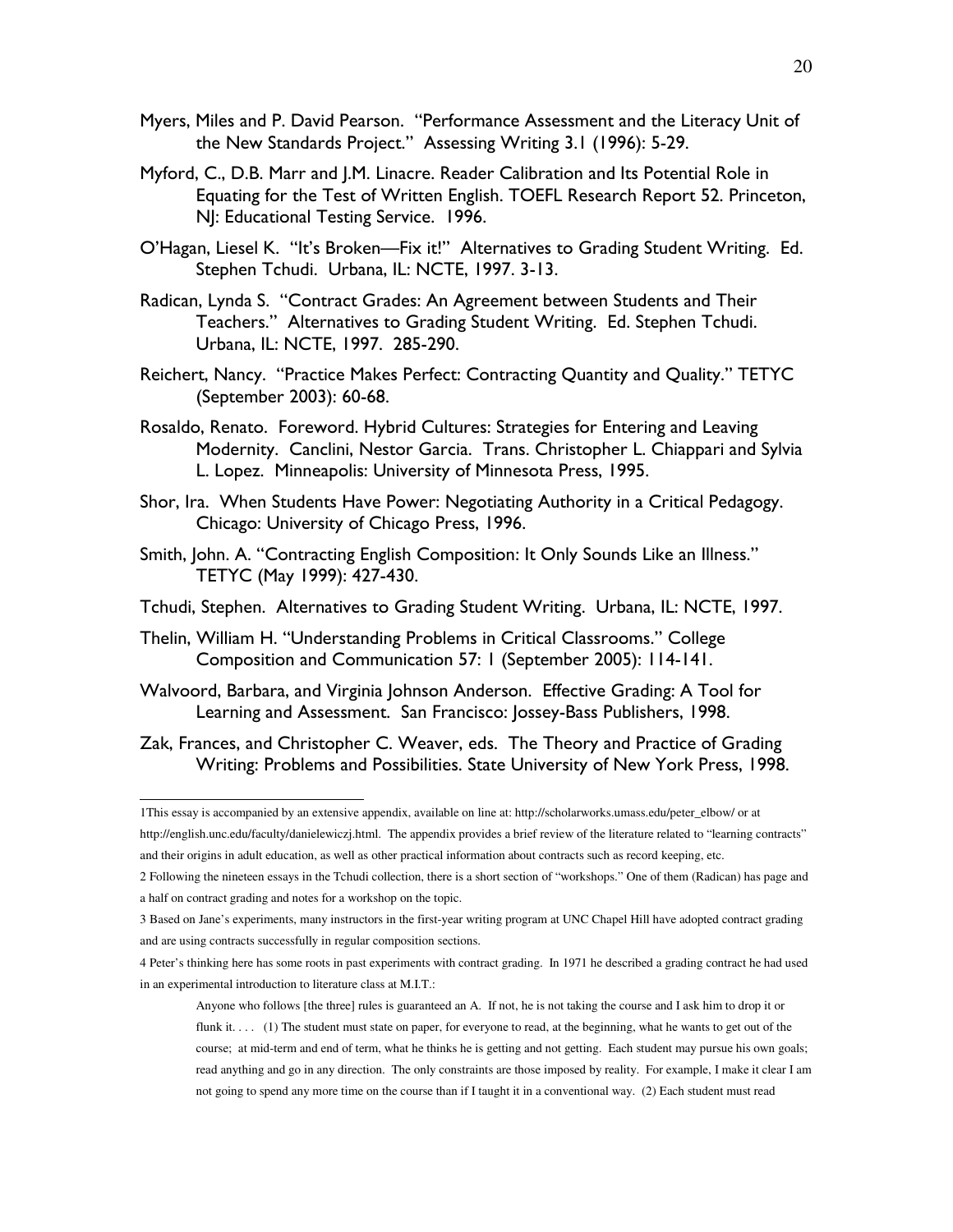Myers, Miles and P. David Pearson. "Performance Assessment and the Literacy Unit of the New Standards Project." Assessing Writing 3.1 (1996): 5-29.

Myford, C., D.B. Marr and J.M. Linacre. Reader Calibration and Its Potential Role in Equating for the Test of Written English. TOEFL Research Report 52. Princeton, NJ: Educational Testing Service. 1996.

O'Hagan, Liesel K. "It's Broken—Fix it!" Alternatives to Grading Student Writing. Ed. Stephen Tchudi. Urbana, IL: NCTE, 1997. 3-13.

Radican, Lynda S. "Contract Grades: An Agreement between Students and Their Teachers." Alternatives to Grading Student Writing. Ed. Stephen Tchudi. Urbana, IL: NCTE, 1997. 285-290.

Reichert, Nancy. "Practice Makes Perfect: Contracting Quantity and Quality." TETYC (September 2003): 60-68.

Rosaldo, Renato. Foreword. Hybrid Cultures: Strategies for Entering and Leaving Modernity. Canclini, Nestor Garcia. Trans. Christopher L. Chiappari and Sylvia L. Lopez. Minneapolis: University of Minnesota Press, 1995.

Shor, Ira. When Students Have Power: Negotiating Authority in a Critical Pedagogy. Chicago: University of Chicago Press, 1996.

Smith, John. A. "Contracting English Composition: It Only Sounds Like an Illness." TETYC (May 1999): 427-430.

Tchudi, Stephen. Alternatives to Grading Student Writing. Urbana, IL: NCTE, 1997.

Thelin, William H. "Understanding Problems in Critical Classrooms." College Composition and Communication 57: 1 (September 2005): 114-141.

Walvoord, Barbara, and Virginia Johnson Anderson. Effective Grading: A Tool for Learning and Assessment. San Francisco: Jossey-Bass Publishers, 1998.

Zak, Frances, and Christopher C. Weaver, eds. The Theory and Practice of Grading Writing: Problems and Possibilities. State University of New York Press, 1998.

---

1 This essay is accompanied by an extensive appendix, available on line at: http://scholarworks.umass.edu/peter_elbow/ or at http://english.unc.edu/faculty/danielewiczj.html. The appendix provides a brief review of the literature related to "learning contracts" and their origins in adult education, as well as other practical information about contracts such as record keeping, etc.

2 Following the nineteen essays in the Tchudi collection, there is a short section of "workshops." One of them (Radican) has page and a half on contract grading and notes for a workshop on the topic.

3 Based on Jane's experiments, many instructors in the first-year writing program at UNC Chapel Hill have adopted contract grading and are using contracts successfully in regular composition sections.

4 Peter's thinking here has some roots in past experiments with contract grading. In 1971 he described a grading contract he had used in an experimental introduction to literature class at M.I.T.:

> Anyone who follows [the three] rules is guaranteed an A. If not, he is not taking the course and I ask him to drop it or flunk it. . . . (1) The student must state on paper, for everyone to read, at the beginning, what he wants to get out of the course; at mid-term and end of term, what he thinks he is getting and not getting. Each student may pursue his own goals; read anything and go in any direction. The only constraints are those imposed by reality. For example, I make it clear I am not going to spend any more time on the course than if I taught it in a conventional way. (2) Each student must read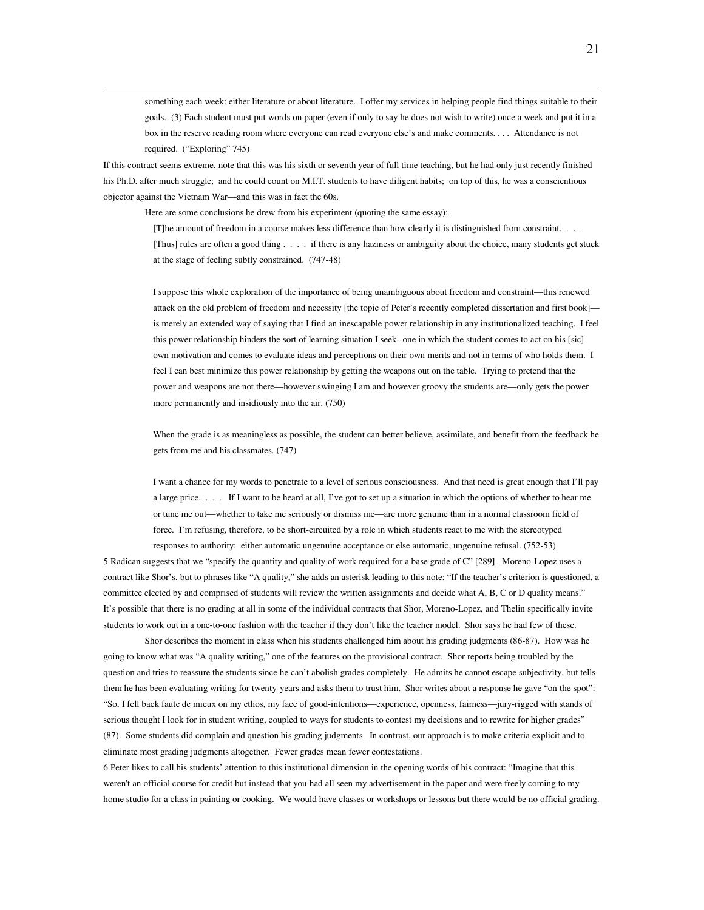something each week: either literature or about literature. I offer my services in helping people find things suitable to their goals. (3) Each student must put words on paper (even if only to say he does not wish to write) once a week and put it in a box in the reserve reading room where everyone can read everyone else's and make comments. . . . Attendance is not required. ("Exploring" 745)

If this contract seems extreme, note that this was his sixth or seventh year of full time teaching, but he had only just recently finished his Ph.D. after much struggle; and he could count on M.I.T. students to have diligent habits; on top of this, he was a conscientious objector against the Vietnam War—and this was in fact the 60s.

Here are some conclusions he drew from his experiment (quoting the same essay):

> [T]he amount of freedom in a course makes less difference than how clearly it is distinguished from constraint. . . . [Thus] rules are often a good thing . . . . if there is any haziness or ambiguity about the choice, many students get stuck at the stage of feeling subtly constrained. (747-48)
>
> I suppose this whole exploration of the importance of being unambiguous about freedom and constraint—this renewed attack on the old problem of freedom and necessity [the topic of Peter's recently completed dissertation and first book]—is merely an extended way of saying that I find an inescapable power relationship in any institutionalized teaching. I feel this power relationship hinders the sort of learning situation I seek--one in which the student comes to act on his [sic] own motivation and comes to evaluate ideas and perceptions on their own merits and not in terms of who holds them. I feel I can best minimize this power relationship by getting the weapons out on the table. Trying to pretend that the power and weapons are not there—however swinging I am and however groovy the students are—only gets the power more permanently and insidiously into the air. (750)
>
> When the grade is as meaningless as possible, the student can better believe, assimilate, and benefit from the feedback he gets from me and his classmates. (747)
>
> I want a chance for my words to penetrate to a level of serious consciousness. And that need is great enough that I'll pay a large price. . . . If I want to be heard at all, I've got to set up a situation in which the options of whether to hear me or tune me out—whether to take me seriously or dismiss me—are more genuine than in a normal classroom field of force. I'm refusing, therefore, to be short-circuited by a role in which students react to me with the stereotyped responses to authority: either automatic ungenuine acceptance or else automatic, ungenuine refusal. (752-53)

5 Radican suggests that we "specify the quantity and quality of work required for a base grade of C" [289]. Moreno-Lopez uses a contract like Shor's, but to phrases like "A quality," she adds an asterisk leading to this note: "If the teacher's criterion is questioned, a committee elected by and comprised of students will review the written assignments and decide what A, B, C or D quality means." It's possible that there is no grading at all in some of the individual contracts that Shor, Moreno-Lopez, and Thelin specifically invite students to work out in a one-to-one fashion with the teacher if they don't like the teacher model. Shor says he had few of these.

Shor describes the moment in class when his students challenged him about his grading judgments (86-87). How was he going to know what was "A quality writing," one of the features on the provisional contract. Shor reports being troubled by the question and tries to reassure the students since he can't abolish grades completely. He admits he cannot escape subjectivity, but tells them he has been evaluating writing for twenty-years and asks them to trust him. Shor writes about a response he gave "on the spot": "So, I fell back faute de mieux on my ethos, my face of good-intentions—experience, openness, fairness—jury-rigged with stands of serious thought I look for in student writing, coupled to ways for students to contest my decisions and to rewrite for higher grades" (87). Some students did complain and question his grading judgments. In contrast, our approach is to make criteria explicit and to eliminate most grading judgments altogether. Fewer grades mean fewer contestations.

6 Peter likes to call his students' attention to this institutional dimension in the opening words of his contract: "Imagine that this weren't an official course for credit but instead that you had all seen my advertisement in the paper and were freely coming to my home studio for a class in painting or cooking. We would have classes or workshops or lessons but there would be no official grading.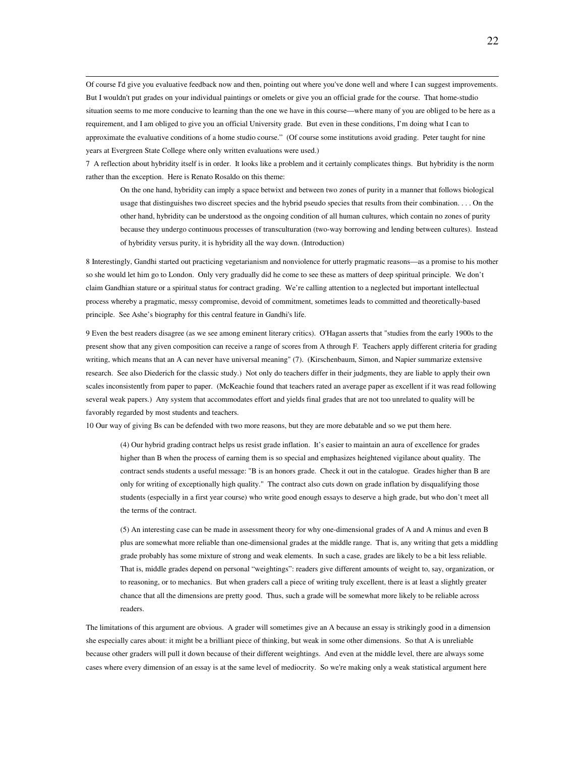Of course I'd give you evaluative feedback now and then, pointing out where you've done well and where I can suggest improvements. But I wouldn't put grades on your individual paintings or omelets or give you an official grade for the course. That home-studio situation seems to me more conducive to learning than the one we have in this course—where many of you are obliged to be here as a requirement, and I am obliged to give you an official University grade. But even in these conditions, I'm doing what I can to approximate the evaluative conditions of a home studio course." (Of course some institutions avoid grading. Peter taught for nine years at Evergreen State College where only written evaluations were used.)

7 A reflection about hybridity itself is in order. It looks like a problem and it certainly complicates things. But hybridity is the norm rather than the exception. Here is Renato Rosaldo on this theme:

> On the one hand, hybridity can imply a space betwixt and between two zones of purity in a manner that follows biological usage that distinguishes two discreet species and the hybrid pseudo species that results from their combination. . . . On the other hand, hybridity can be understood as the ongoing condition of all human cultures, which contain no zones of purity because they undergo continuous processes of transculturation (two-way borrowing and lending between cultures). Instead of hybridity versus purity, it is hybridity all the way down. (Introduction)

8 Interestingly, Gandhi started out practicing vegetarianism and nonviolence for utterly pragmatic reasons—as a promise to his mother so she would let him go to London. Only very gradually did he come to see these as matters of deep spiritual principle. We don't claim Gandhian stature or a spiritual status for contract grading. We're calling attention to a neglected but important intellectual process whereby a pragmatic, messy compromise, devoid of commitment, sometimes leads to committed and theoretically-based principle. See Ashe's biography for this central feature in Gandhi's life.

9 Even the best readers disagree (as we see among eminent literary critics). O'Hagan asserts that "studies from the early 1900s to the present show that any given composition can receive a range of scores from A through F. Teachers apply different criteria for grading writing, which means that an A can never have universal meaning" (7). (Kirschenbaum, Simon, and Napier summarize extensive research. See also Diederich for the classic study.) Not only do teachers differ in their judgments, they are liable to apply their own scales inconsistently from paper to paper. (McKeachie found that teachers rated an average paper as excellent if it was read following several weak papers.) Any system that accommodates effort and yields final grades that are not too unrelated to quality will be favorably regarded by most students and teachers.

10 Our way of giving Bs can be defended with two more reasons, but they are more debatable and so we put them here.

> (4) Our hybrid grading contract helps us resist grade inflation. It's easier to maintain an aura of excellence for grades higher than B when the process of earning them is so special and emphasizes heightened vigilance about quality. The contract sends students a useful message: "B is an honors grade. Check it out in the catalogue. Grades higher than B are only for writing of exceptionally high quality." The contract also cuts down on grade inflation by disqualifying those students (especially in a first year course) who write good enough essays to deserve a high grade, but who don't meet all the terms of the contract.
>
> (5) An interesting case can be made in assessment theory for why one-dimensional grades of A and A minus and even B plus are somewhat more reliable than one-dimensional grades at the middle range. That is, any writing that gets a middling grade probably has some mixture of strong and weak elements. In such a case, grades are likely to be a bit less reliable. That is, middle grades depend on personal "weightings": readers give different amounts of weight to, say, organization, or to reasoning, or to mechanics. But when graders call a piece of writing truly excellent, there is at least a slightly greater chance that all the dimensions are pretty good. Thus, such a grade will be somewhat more likely to be reliable across readers.

The limitations of this argument are obvious. A grader will sometimes give an A because an essay is strikingly good in a dimension she especially cares about: it might be a brilliant piece of thinking, but weak in some other dimensions. So that A is unreliable because other graders will pull it down because of their different weightings. And even at the middle level, there are always some cases where every dimension of an essay is at the same level of mediocrity. So we're making only a weak statistical argument here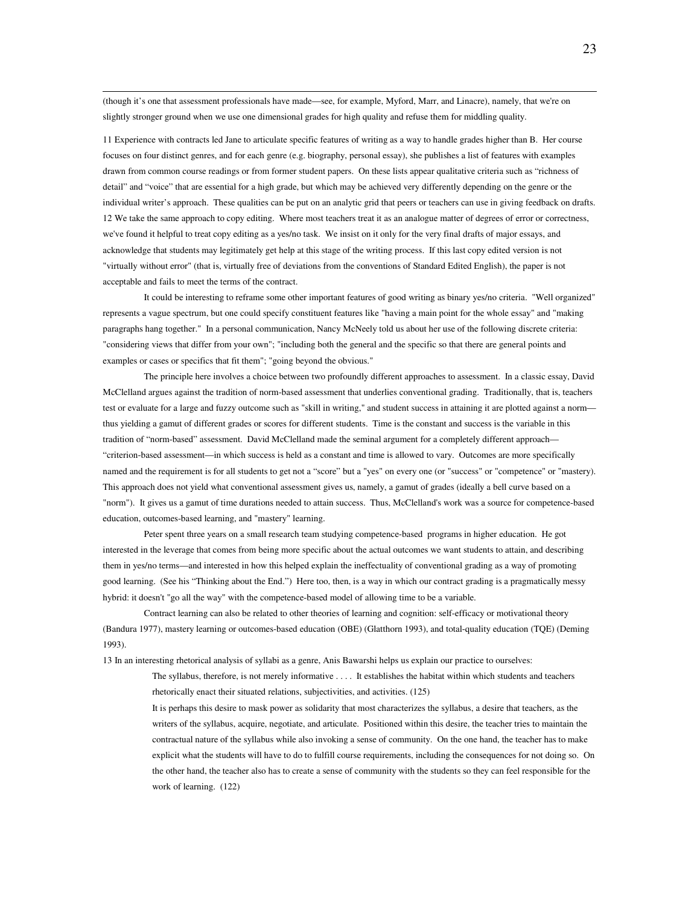(though it's one that assessment professionals have made—see, for example, Myford, Marr, and Linacre), namely, that we're on slightly stronger ground when we use one dimensional grades for high quality and refuse them for middling quality.

11 Experience with contracts led Jane to articulate specific features of writing as a way to handle grades higher than B. Her course focuses on four distinct genres, and for each genre (e.g. biography, personal essay), she publishes a list of features with examples drawn from common course readings or from former student papers. On these lists appear qualitative criteria such as "richness of detail" and "voice" that are essential for a high grade, but which may be achieved very differently depending on the genre or the individual writer's approach. These qualities can be put on an analytic grid that peers or teachers can use in giving feedback on drafts.

12 We take the same approach to copy editing. Where most teachers treat it as an analogue matter of degrees of error or correctness, we've found it helpful to treat copy editing as a yes/no task. We insist on it only for the very final drafts of major essays, and acknowledge that students may legitimately get help at this stage of the writing process. If this last copy edited version is not "virtually without error" (that is, virtually free of deviations from the conventions of Standard Edited English), the paper is not acceptable and fails to meet the terms of the contract.

It could be interesting to reframe some other important features of good writing as binary yes/no criteria. "Well organized" represents a vague spectrum, but one could specify constituent features like "having a main point for the whole essay" and "making paragraphs hang together." In a personal communication, Nancy McNeely told us about her use of the following discrete criteria: "considering views that differ from your own"; "including both the general and the specific so that there are general points and examples or cases or specifics that fit them"; "going beyond the obvious."

The principle here involves a choice between two profoundly different approaches to assessment. In a classic essay, David McClelland argues against the tradition of norm-based assessment that underlies conventional grading. Traditionally, that is, teachers test or evaluate for a large and fuzzy outcome such as "skill in writing," and student success in attaining it are plotted against a norm—thus yielding a gamut of different grades or scores for different students. Time is the constant and success is the variable in this tradition of "norm-based" assessment. David McClelland made the seminal argument for a completely different approach—"criterion-based assessment—in which success is held as a constant and time is allowed to vary. Outcomes are more specifically named and the requirement is for all students to get not a "score" but a "yes" on every one (or "success" or "competence" or "mastery). This approach does not yield what conventional assessment gives us, namely, a gamut of grades (ideally a bell curve based on a "norm"). It gives us a gamut of time durations needed to attain success. Thus, McClelland's work was a source for competence-based education, outcomes-based learning, and "mastery" learning.

Peter spent three years on a small research team studying competence-based programs in higher education. He got interested in the leverage that comes from being more specific about the actual outcomes we want students to attain, and describing them in yes/no terms—and interested in how this helped explain the ineffectuality of conventional grading as a way of promoting good learning. (See his "Thinking about the End.") Here too, then, is a way in which our contract grading is a pragmatically messy hybrid: it doesn't "go all the way" with the competence-based model of allowing time to be a variable.

Contract learning can also be related to other theories of learning and cognition: self-efficacy or motivational theory (Bandura 1977), mastery learning or outcomes-based education (OBE) (Glatthorn 1993), and total-quality education (TQE) (Deming 1993).

13 In an interesting rhetorical analysis of syllabi as a genre, Anis Bawarshi helps us explain our practice to ourselves:

> The syllabus, therefore, is not merely informative . . . . It establishes the habitat within which students and teachers rhetorically enact their situated relations, subjectivities, and activities. (125)
>
> It is perhaps this desire to mask power as solidarity that most characterizes the syllabus, a desire that teachers, as the writers of the syllabus, acquire, negotiate, and articulate. Positioned within this desire, the teacher tries to maintain the contractual nature of the syllabus while also invoking a sense of community. On the one hand, the teacher has to make explicit what the students will have to do to fulfill course requirements, including the consequences for not doing so. On the other hand, the teacher also has to create a sense of community with the students so they can feel responsible for the work of learning. (122)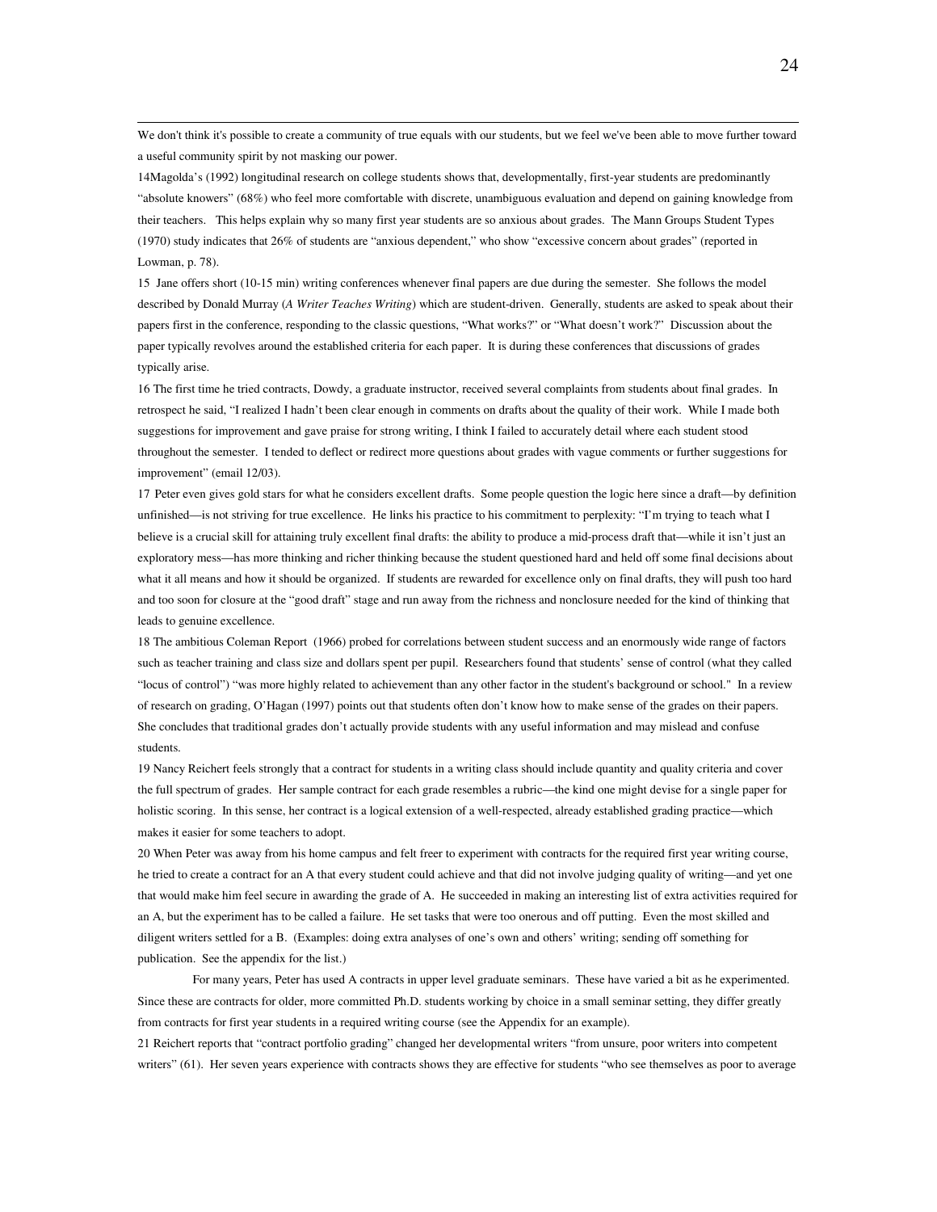We don't think it's possible to create a community of true equals with our students, but we feel we've been able to move further toward a useful community spirit by not masking our power.

14Magolda's (1992) longitudinal research on college students shows that, developmentally, first-year students are predominantly "absolute knowers" (68%) who feel more comfortable with discrete, unambiguous evaluation and depend on gaining knowledge from their teachers. This helps explain why so many first year students are so anxious about grades. The Mann Groups Student Types (1970) study indicates that 26% of students are "anxious dependent," who show "excessive concern about grades" (reported in Lowman, p. 78).

15 Jane offers short (10-15 min) writing conferences whenever final papers are due during the semester. She follows the model described by Donald Murray (*A Writer Teaches Writing*) which are student-driven. Generally, students are asked to speak about their papers first in the conference, responding to the classic questions, "What works?" or "What doesn't work?" Discussion about the paper typically revolves around the established criteria for each paper. It is during these conferences that discussions of grades typically arise.

16 The first time he tried contracts, Dowdy, a graduate instructor, received several complaints from students about final grades. In retrospect he said, "I realized I hadn't been clear enough in comments on drafts about the quality of their work. While I made both suggestions for improvement and gave praise for strong writing, I think I failed to accurately detail where each student stood throughout the semester. I tended to deflect or redirect more questions about grades with vague comments or further suggestions for improvement" (email 12/03).

17 Peter even gives gold stars for what he considers excellent drafts. Some people question the logic here since a draft—by definition unfinished—is not striving for true excellence. He links his practice to his commitment to perplexity: "I'm trying to teach what I believe is a crucial skill for attaining truly excellent final drafts: the ability to produce a mid-process draft that—while it isn't just an exploratory mess—has more thinking and richer thinking because the student questioned hard and held off some final decisions about what it all means and how it should be organized. If students are rewarded for excellence only on final drafts, they will push too hard and too soon for closure at the "good draft" stage and run away from the richness and nonclosure needed for the kind of thinking that leads to genuine excellence.

18 The ambitious Coleman Report (1966) probed for correlations between student success and an enormously wide range of factors such as teacher training and class size and dollars spent per pupil. Researchers found that students' sense of control (what they called "locus of control") "was more highly related to achievement than any other factor in the student's background or school." In a review of research on grading, O'Hagan (1997) points out that students often don't know how to make sense of the grades on their papers. She concludes that traditional grades don't actually provide students with any useful information and may mislead and confuse students.

19 Nancy Reichert feels strongly that a contract for students in a writing class should include quantity and quality criteria and cover the full spectrum of grades. Her sample contract for each grade resembles a rubric—the kind one might devise for a single paper for holistic scoring. In this sense, her contract is a logical extension of a well-respected, already established grading practice—which makes it easier for some teachers to adopt.

20 When Peter was away from his home campus and felt freer to experiment with contracts for the required first year writing course, he tried to create a contract for an A that every student could achieve and that did not involve judging quality of writing—and yet one that would make him feel secure in awarding the grade of A. He succeeded in making an interesting list of extra activities required for an A, but the experiment has to be called a failure. He set tasks that were too onerous and off putting. Even the most skilled and diligent writers settled for a B. (Examples: doing extra analyses of one's own and others' writing; sending off something for publication. See the appendix for the list.)

For many years, Peter has used A contracts in upper level graduate seminars. These have varied a bit as he experimented. Since these are contracts for older, more committed Ph.D. students working by choice in a small seminar setting, they differ greatly from contracts for first year students in a required writing course (see the Appendix for an example).

21 Reichert reports that "contract portfolio grading" changed her developmental writers "from unsure, poor writers into competent writers" (61). Her seven years experience with contracts shows they are effective for students "who see themselves as poor to average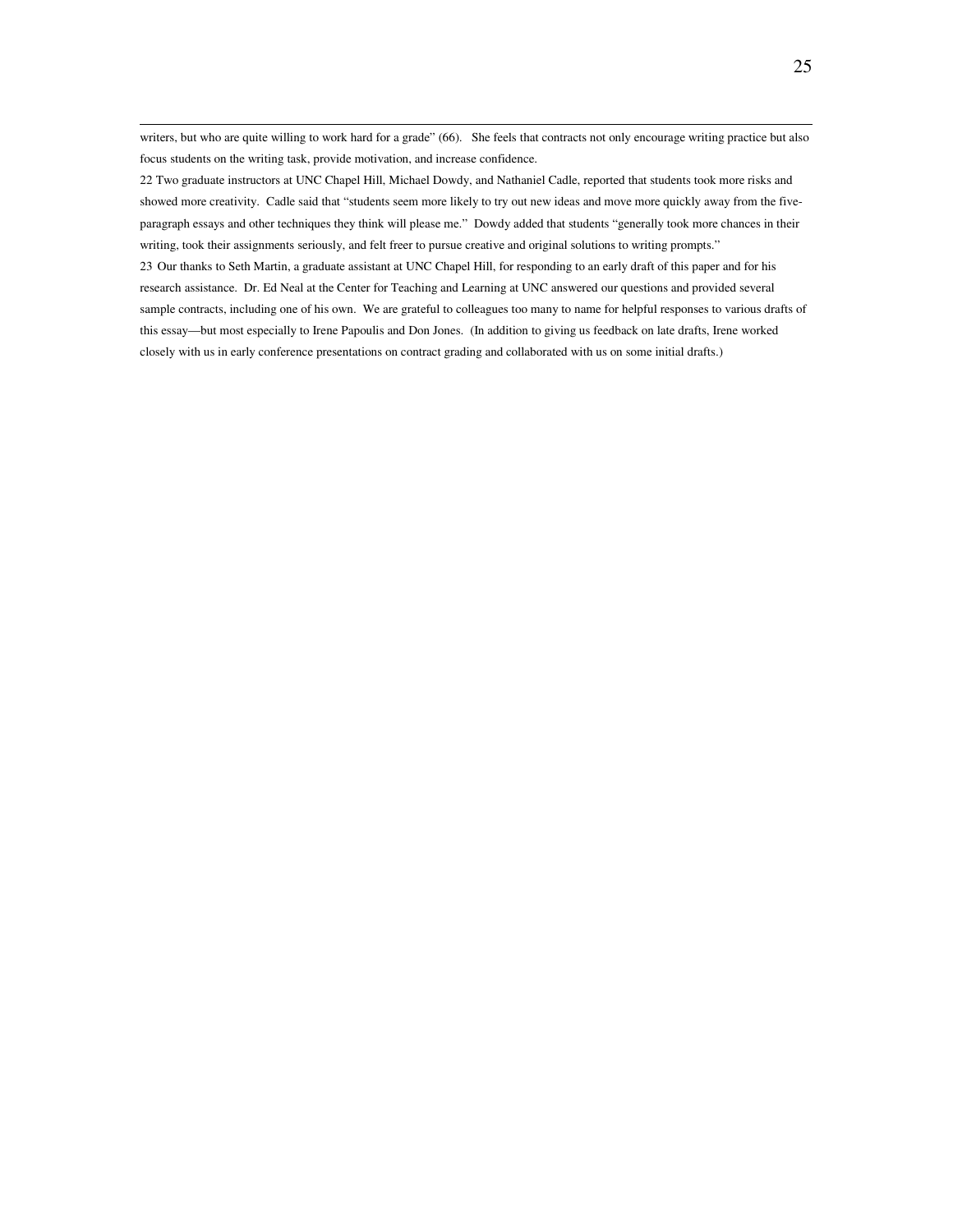writers, but who are quite willing to work hard for a grade" (66). She feels that contracts not only encourage writing practice but also focus students on the writing task, provide motivation, and increase confidence.

22 Two graduate instructors at UNC Chapel Hill, Michael Dowdy, and Nathaniel Cadle, reported that students took more risks and showed more creativity. Cadle said that "students seem more likely to try out new ideas and move more quickly away from the five-paragraph essays and other techniques they think will please me." Dowdy added that students "generally took more chances in their writing, took their assignments seriously, and felt freer to pursue creative and original solutions to writing prompts."

23 Our thanks to Seth Martin, a graduate assistant at UNC Chapel Hill, for responding to an early draft of this paper and for his research assistance. Dr. Ed Neal at the Center for Teaching and Learning at UNC answered our questions and provided several sample contracts, including one of his own. We are grateful to colleagues too many to name for helpful responses to various drafts of this essay—but most especially to Irene Papoulis and Don Jones. (In addition to giving us feedback on late drafts, Irene worked closely with us in early conference presentations on contract grading and collaborated with us on some initial drafts.)